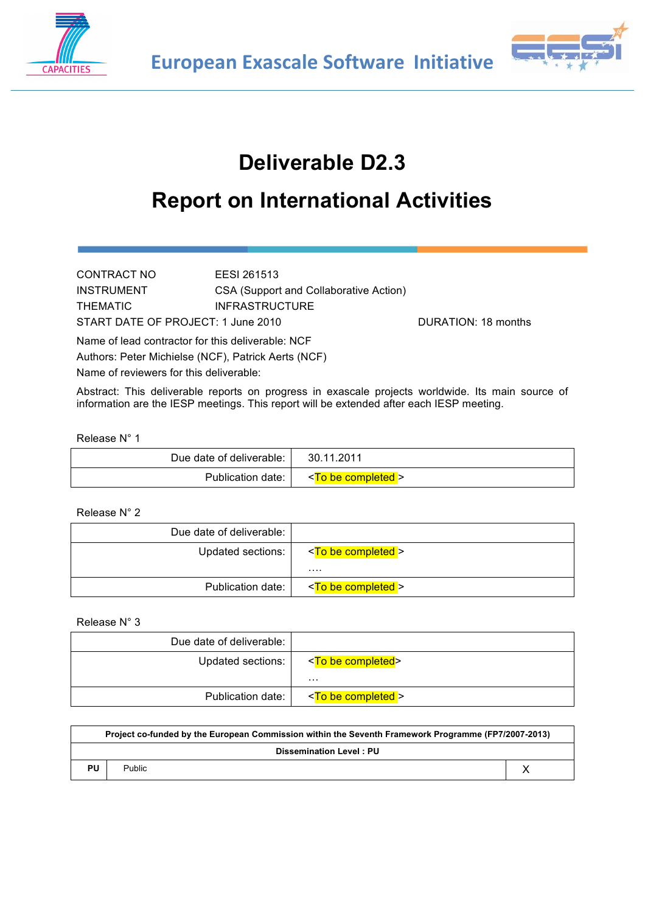European Exascale Software Initiative

# Deliverable D2.3

# Report on International Activities

CONTRACT NO EESI 261513
INSTRUMENT CSA (Support and Collaborative Action)
THEMATIC INFRASTRUCTURE
START DATE OF PROJECT: 1 June 2010 DURATION: 18 months

Name of lead contractor for this deliverable: NCF
Authors: Peter Michielse (NCF), Patrick Aerts (NCF)
Name of reviewers for this deliverable:

Abstract: This deliverable reports on progress in exascale projects worldwide. Its main source of information are the IESP meetings. This report will be extended after each IESP meeting.

Release N° 1

| | |
|---|---|
| Due date of deliverable: | 30.11.2011 |
| Publication date: | <To be completed > |

Release N° 2

| | |
|---|---|
| Due date of deliverable: | |
| Updated sections: | <To be completed ><br>…. |
| Publication date: | <To be completed > |

Release N° 3

| | |
|---|---|
| Due date of deliverable: | |
| Updated sections: | <To be completed><br>… |
| Publication date: | <To be completed > |

| Project co-funded by the European Commission within the Seventh Framework Programme (FP7/2007-2013) | | |
|---|---|---|
| **Dissemination Level : PU** | | |
| **PU** | Public | X |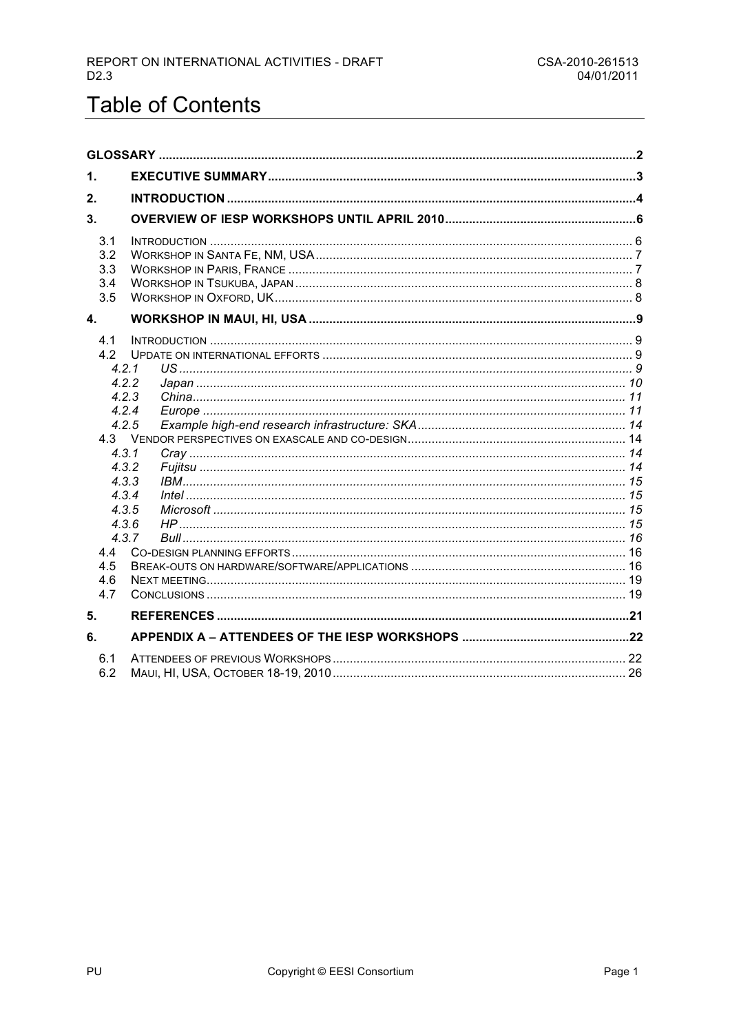# Table of Contents

| | | |
|---|---|---|
| **GLOSSARY** | | **2** |
| **1.** | **EXECUTIVE SUMMARY** | **3** |
| **2.** | **INTRODUCTION** | **4** |
| **3.** | **OVERVIEW OF IESP WORKSHOPS UNTIL APRIL 2010** | **6** |
| 3.1 | INTRODUCTION | 6 |
| 3.2 | WORKSHOP IN SANTA FE, NM, USA | 7 |
| 3.3 | WORKSHOP IN PARIS, FRANCE | 7 |
| 3.4 | WORKSHOP IN TSUKUBA, JAPAN | 8 |
| 3.5 | WORKSHOP IN OXFORD, UK | 8 |
| **4.** | **WORKSHOP IN MAUI, HI, USA** | **9** |
| 4.1 | INTRODUCTION | 9 |
| 4.2 | UPDATE ON INTERNATIONAL EFFORTS | 9 |
| *4.2.1* | *US* | *9* |
| *4.2.2* | *Japan* | *10* |
| *4.2.3* | *China* | *11* |
| *4.2.4* | *Europe* | *11* |
| *4.2.5* | *Example high-end research infrastructure: SKA* | *14* |
| 4.3 | VENDOR PERSPECTIVES ON EXASCALE AND CO-DESIGN | 14 |
| *4.3.1* | *Cray* | *14* |
| *4.3.2* | *Fujitsu* | *14* |
| *4.3.3* | *IBM* | *15* |
| *4.3.4* | *Intel* | *15* |
| *4.3.5* | *Microsoft* | *15* |
| *4.3.6* | *HP* | *15* |
| *4.3.7* | *Bull* | *16* |
| 4.4 | CO-DESIGN PLANNING EFFORTS | 16 |
| 4.5 | BREAK-OUTS ON HARDWARE/SOFTWARE/APPLICATIONS | 16 |
| 4.6 | NEXT MEETING | 19 |
| 4.7 | CONCLUSIONS | 19 |
| **5.** | **REFERENCES** | **21** |
| **6.** | **APPENDIX A – ATTENDEES OF THE IESP WORKSHOPS** | **22** |
| 6.1 | ATTENDEES OF PREVIOUS WORKSHOPS | 22 |
| 6.2 | MAUI, HI, USA, OCTOBER 18-19, 2010 | 26 |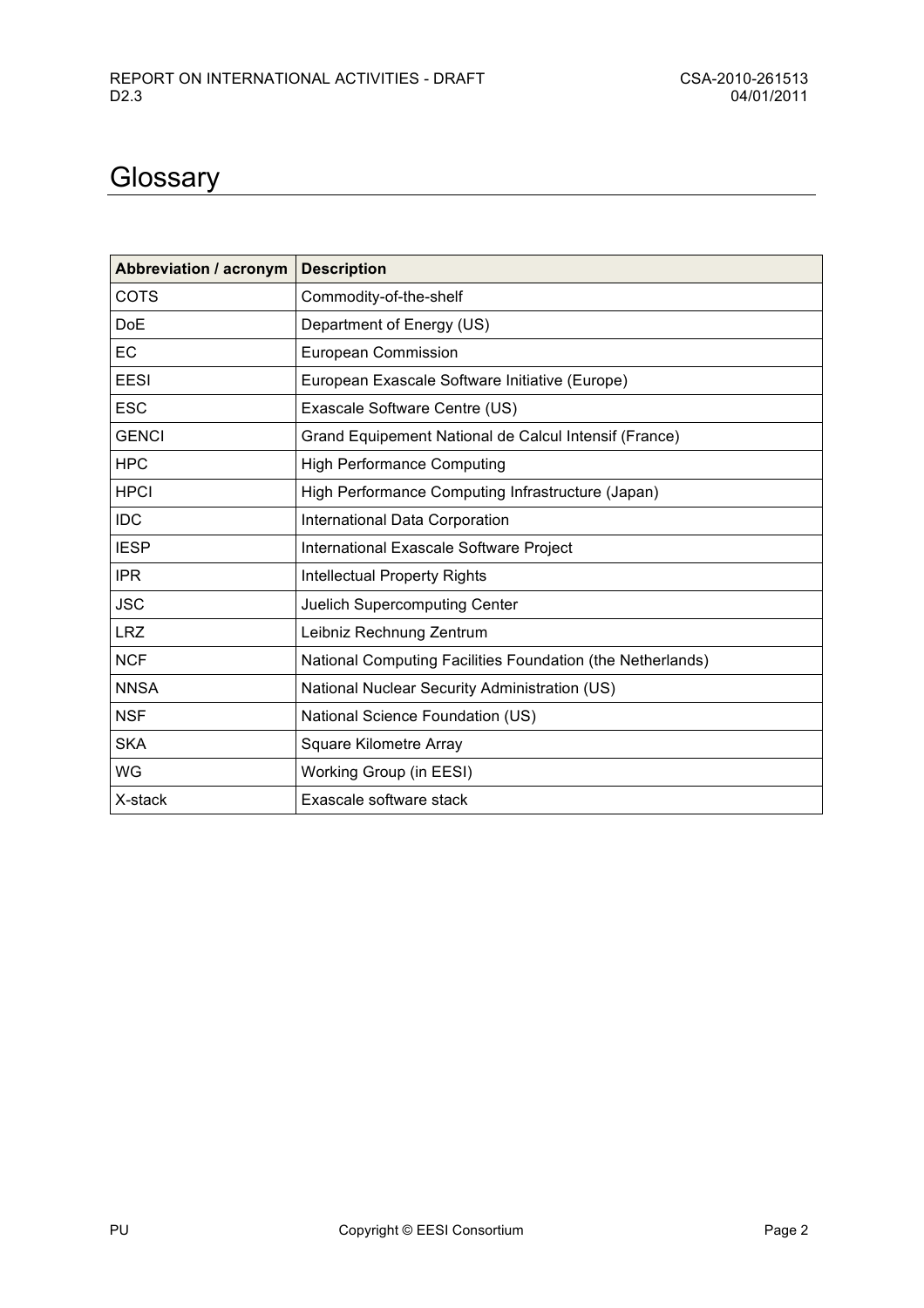# Glossary

| Abbreviation / acronym | Description |
|---|---|
| COTS | Commodity-of-the-shelf |
| DoE | Department of Energy (US) |
| EC | European Commission |
| EESI | European Exascale Software Initiative (Europe) |
| ESC | Exascale Software Centre (US) |
| GENCI | Grand Equipement National de Calcul Intensif (France) |
| HPC | High Performance Computing |
| HPCI | High Performance Computing Infrastructure (Japan) |
| IDC | International Data Corporation |
| IESP | International Exascale Software Project |
| IPR | Intellectual Property Rights |
| JSC | Juelich Supercomputing Center |
| LRZ | Leibniz Rechnung Zentrum |
| NCF | National Computing Facilities Foundation (the Netherlands) |
| NNSA | National Nuclear Security Administration (US) |
| NSF | National Science Foundation (US) |
| SKA | Square Kilometre Array |
| WG | Working Group (in EESI) |
| X-stack | Exascale software stack |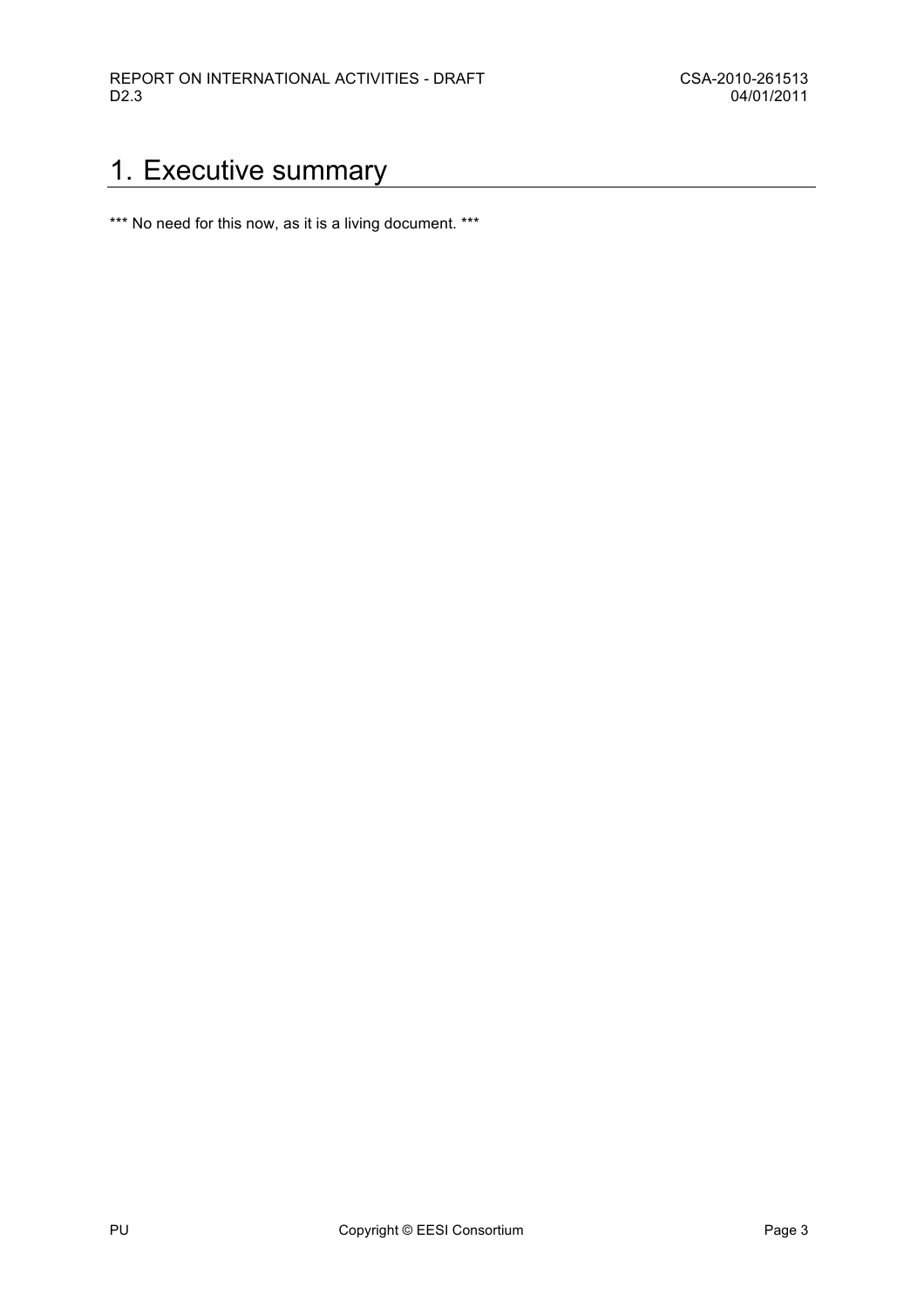# 1. Executive summary

*** No need for this now, as it is a living document. ***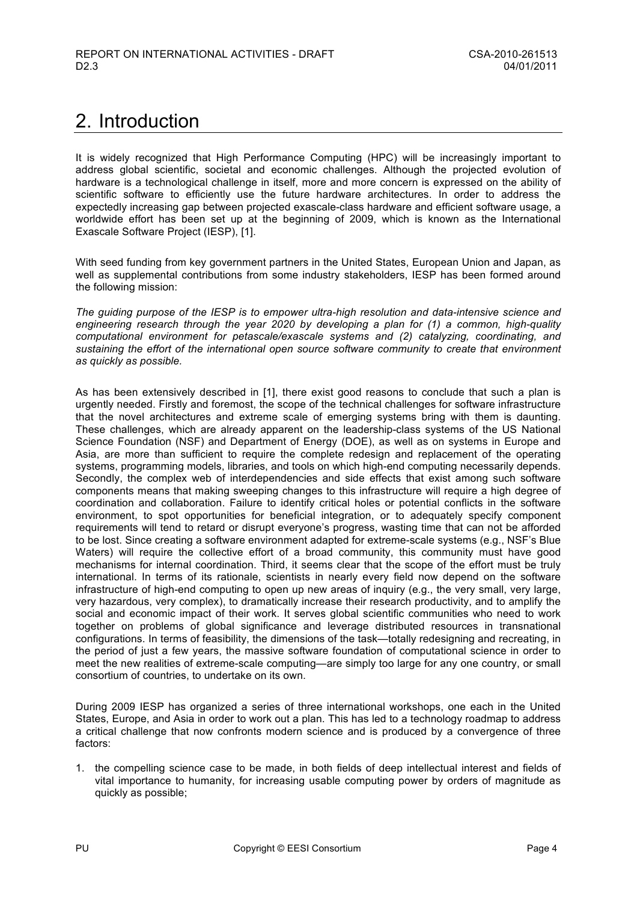# 2. Introduction

It is widely recognized that High Performance Computing (HPC) will be increasingly important to address global scientific, societal and economic challenges. Although the projected evolution of hardware is a technological challenge in itself, more and more concern is expressed on the ability of scientific software to efficiently use the future hardware architectures. In order to address the expectedly increasing gap between projected exascale-class hardware and efficient software usage, a worldwide effort has been set up at the beginning of 2009, which is known as the International Exascale Software Project (IESP), [1].

With seed funding from key government partners in the United States, European Union and Japan, as well as supplemental contributions from some industry stakeholders, IESP has been formed around the following mission:

*The guiding purpose of the IESP is to empower ultra-high resolution and data-intensive science and engineering research through the year 2020 by developing a plan for (1) a common, high-quality computational environment for petascale/exascale systems and (2) catalyzing, coordinating, and sustaining the effort of the international open source software community to create that environment as quickly as possible.*

As has been extensively described in [1], there exist good reasons to conclude that such a plan is urgently needed. Firstly and foremost, the scope of the technical challenges for software infrastructure that the novel architectures and extreme scale of emerging systems bring with them is daunting. These challenges, which are already apparent on the leadership-class systems of the US National Science Foundation (NSF) and Department of Energy (DOE), as well as on systems in Europe and Asia, are more than sufficient to require the complete redesign and replacement of the operating systems, programming models, libraries, and tools on which high-end computing necessarily depends. Secondly, the complex web of interdependencies and side effects that exist among such software components means that making sweeping changes to this infrastructure will require a high degree of coordination and collaboration. Failure to identify critical holes or potential conflicts in the software environment, to spot opportunities for beneficial integration, or to adequately specify component requirements will tend to retard or disrupt everyone's progress, wasting time that can not be afforded to be lost. Since creating a software environment adapted for extreme-scale systems (e.g., NSF's Blue Waters) will require the collective effort of a broad community, this community must have good mechanisms for internal coordination. Third, it seems clear that the scope of the effort must be truly international. In terms of its rationale, scientists in nearly every field now depend on the software infrastructure of high-end computing to open up new areas of inquiry (e.g., the very small, very large, very hazardous, very complex), to dramatically increase their research productivity, and to amplify the social and economic impact of their work. It serves global scientific communities who need to work together on problems of global significance and leverage distributed resources in transnational configurations. In terms of feasibility, the dimensions of the task—totally redesigning and recreating, in the period of just a few years, the massive software foundation of computational science in order to meet the new realities of extreme-scale computing—are simply too large for any one country, or small consortium of countries, to undertake on its own.

During 2009 IESP has organized a series of three international workshops, one each in the United States, Europe, and Asia in order to work out a plan. This has led to a technology roadmap to address a critical challenge that now confronts modern science and is produced by a convergence of three factors:

1. the compelling science case to be made, in both fields of deep intellectual interest and fields of vital importance to humanity, for increasing usable computing power by orders of magnitude as quickly as possible;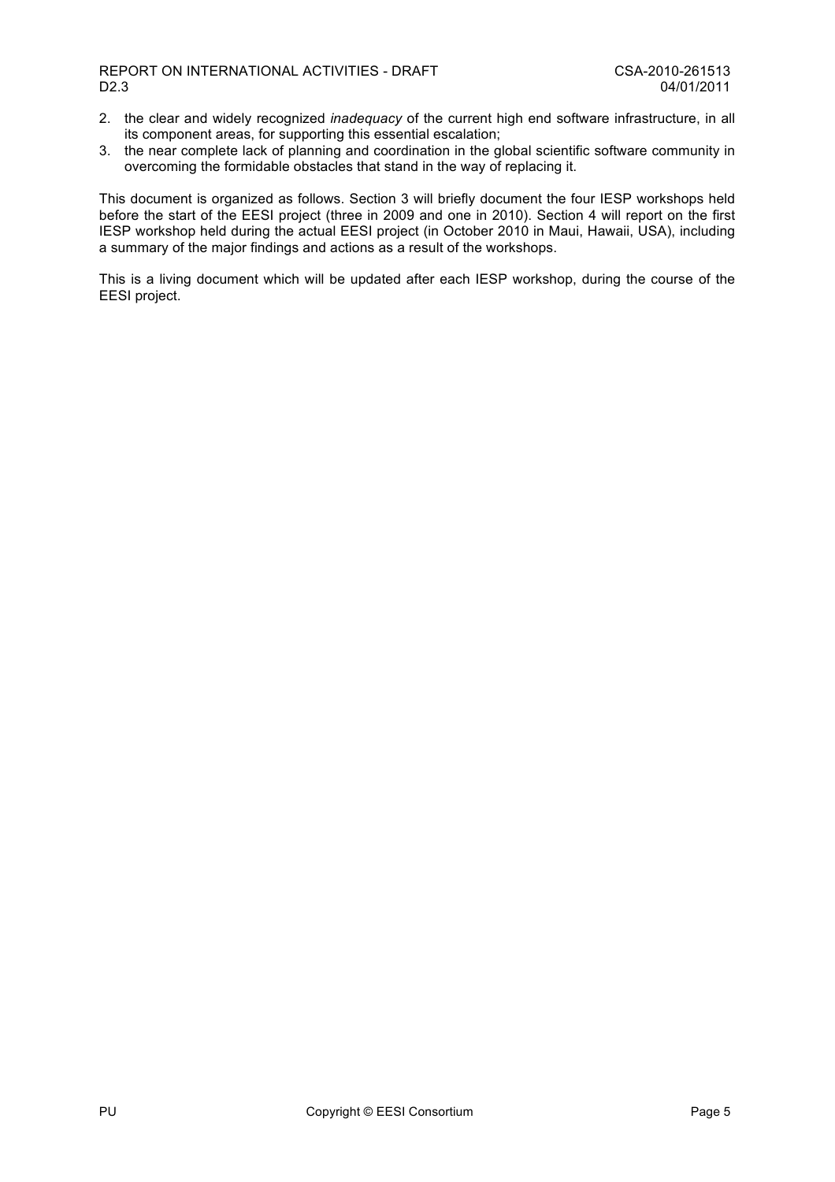2. the clear and widely recognized *inadequacy* of the current high end software infrastructure, in all its component areas, for supporting this essential escalation;
3. the near complete lack of planning and coordination in the global scientific software community in overcoming the formidable obstacles that stand in the way of replacing it.

This document is organized as follows. Section 3 will briefly document the four IESP workshops held before the start of the EESI project (three in 2009 and one in 2010). Section 4 will report on the first IESP workshop held during the actual EESI project (in October 2010 in Maui, Hawaii, USA), including a summary of the major findings and actions as a result of the workshops.

This is a living document which will be updated after each IESP workshop, during the course of the EESI project.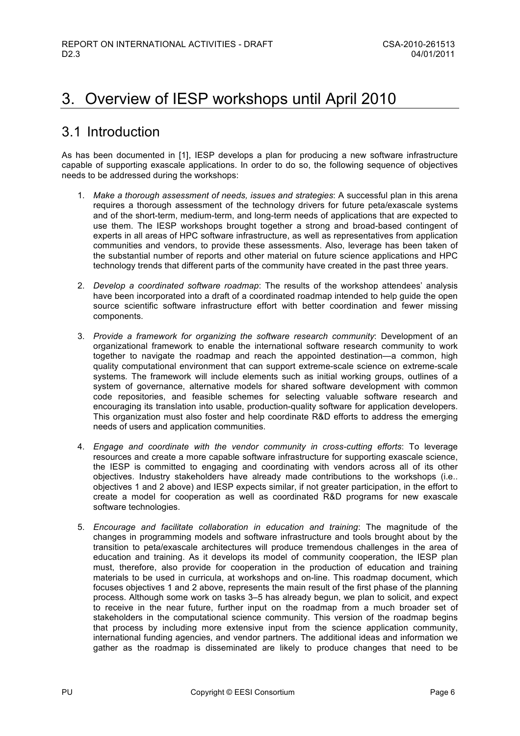# 3. Overview of IESP workshops until April 2010

## 3.1 Introduction

As has been documented in [1], IESP develops a plan for producing a new software infrastructure capable of supporting exascale applications. In order to do so, the following sequence of objectives needs to be addressed during the workshops:

1. *Make a thorough assessment of needs, issues and strategies*: A successful plan in this arena requires a thorough assessment of the technology drivers for future peta/exascale systems and of the short-term, medium-term, and long-term needs of applications that are expected to use them. The IESP workshops brought together a strong and broad-based contingent of experts in all areas of HPC software infrastructure, as well as representatives from application communities and vendors, to provide these assessments. Also, leverage has been taken of the substantial number of reports and other material on future science applications and HPC technology trends that different parts of the community have created in the past three years.

2. *Develop a coordinated software roadmap*: The results of the workshop attendees' analysis have been incorporated into a draft of a coordinated roadmap intended to help guide the open source scientific software infrastructure effort with better coordination and fewer missing components.

3. *Provide a framework for organizing the software research community*: Development of an organizational framework to enable the international software research community to work together to navigate the roadmap and reach the appointed destination—a common, high quality computational environment that can support extreme-scale science on extreme-scale systems. The framework will include elements such as initial working groups, outlines of a system of governance, alternative models for shared software development with common code repositories, and feasible schemes for selecting valuable software research and encouraging its translation into usable, production-quality software for application developers. This organization must also foster and help coordinate R&D efforts to address the emerging needs of users and application communities.

4. *Engage and coordinate with the vendor community in cross-cutting efforts*: To leverage resources and create a more capable software infrastructure for supporting exascale science, the IESP is committed to engaging and coordinating with vendors across all of its other objectives. Industry stakeholders have already made contributions to the workshops (i.e.. objectives 1 and 2 above) and IESP expects similar, if not greater participation, in the effort to create a model for cooperation as well as coordinated R&D programs for new exascale software technologies.

5. *Encourage and facilitate collaboration in education and training*: The magnitude of the changes in programming models and software infrastructure and tools brought about by the transition to peta/exascale architectures will produce tremendous challenges in the area of education and training. As it develops its model of community cooperation, the IESP plan must, therefore, also provide for cooperation in the production of education and training materials to be used in curricula, at workshops and on-line. This roadmap document, which focuses objectives 1 and 2 above, represents the main result of the first phase of the planning process. Although some work on tasks 3–5 has already begun, we plan to solicit, and expect to receive in the near future, further input on the roadmap from a much broader set of stakeholders in the computational science community. This version of the roadmap begins that process by including more extensive input from the science application community, international funding agencies, and vendor partners. The additional ideas and information we gather as the roadmap is disseminated are likely to produce changes that need to be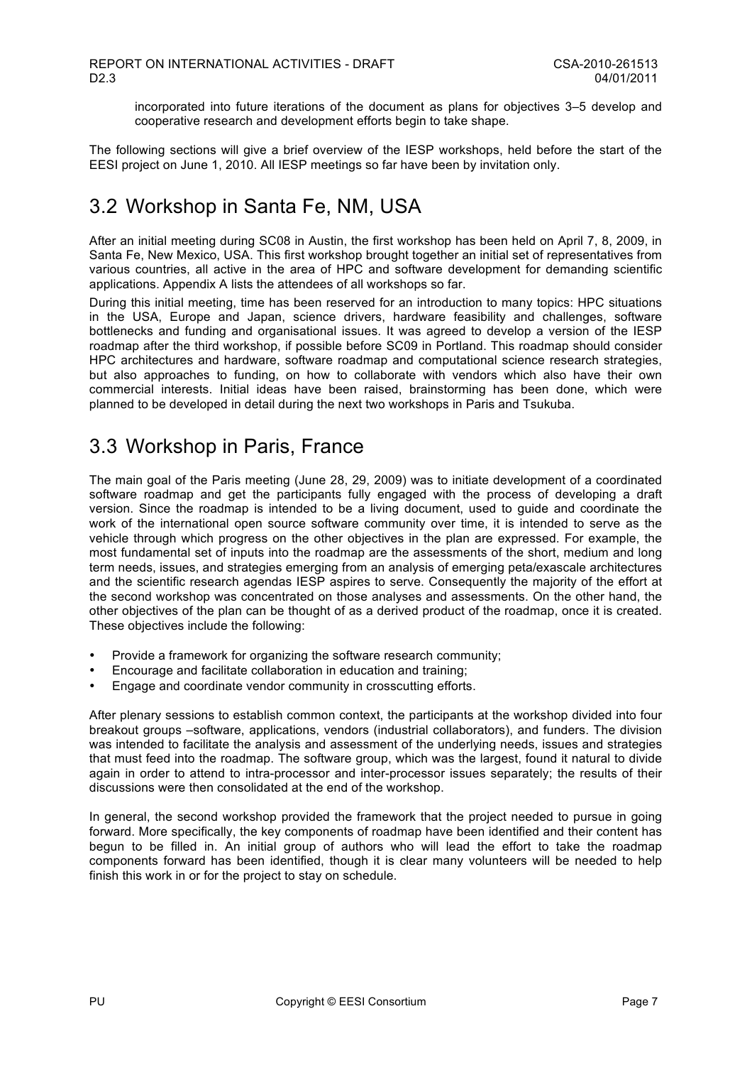incorporated into future iterations of the document as plans for objectives 3–5 develop and cooperative research and development efforts begin to take shape.

The following sections will give a brief overview of the IESP workshops, held before the start of the EESI project on June 1, 2010. All IESP meetings so far have been by invitation only.

## 3.2 Workshop in Santa Fe, NM, USA

After an initial meeting during SC08 in Austin, the first workshop has been held on April 7, 8, 2009, in Santa Fe, New Mexico, USA. This first workshop brought together an initial set of representatives from various countries, all active in the area of HPC and software development for demanding scientific applications. Appendix A lists the attendees of all workshops so far.

During this initial meeting, time has been reserved for an introduction to many topics: HPC situations in the USA, Europe and Japan, science drivers, hardware feasibility and challenges, software bottlenecks and funding and organisational issues. It was agreed to develop a version of the IESP roadmap after the third workshop, if possible before SC09 in Portland. This roadmap should consider HPC architectures and hardware, software roadmap and computational science research strategies, but also approaches to funding, on how to collaborate with vendors which also have their own commercial interests. Initial ideas have been raised, brainstorming has been done, which were planned to be developed in detail during the next two workshops in Paris and Tsukuba.

## 3.3 Workshop in Paris, France

The main goal of the Paris meeting (June 28, 29, 2009) was to initiate development of a coordinated software roadmap and get the participants fully engaged with the process of developing a draft version. Since the roadmap is intended to be a living document, used to guide and coordinate the work of the international open source software community over time, it is intended to serve as the vehicle through which progress on the other objectives in the plan are expressed. For example, the most fundamental set of inputs into the roadmap are the assessments of the short, medium and long term needs, issues, and strategies emerging from an analysis of emerging peta/exascale architectures and the scientific research agendas IESP aspires to serve. Consequently the majority of the effort at the second workshop was concentrated on those analyses and assessments. On the other hand, the other objectives of the plan can be thought of as a derived product of the roadmap, once it is created. These objectives include the following:

- Provide a framework for organizing the software research community;
- Encourage and facilitate collaboration in education and training;
- Engage and coordinate vendor community in crosscutting efforts.

After plenary sessions to establish common context, the participants at the workshop divided into four breakout groups –software, applications, vendors (industrial collaborators), and funders. The division was intended to facilitate the analysis and assessment of the underlying needs, issues and strategies that must feed into the roadmap. The software group, which was the largest, found it natural to divide again in order to attend to intra-processor and inter-processor issues separately; the results of their discussions were then consolidated at the end of the workshop.

In general, the second workshop provided the framework that the project needed to pursue in going forward. More specifically, the key components of roadmap have been identified and their content has begun to be filled in. An initial group of authors who will lead the effort to take the roadmap components forward has been identified, though it is clear many volunteers will be needed to help finish this work in or for the project to stay on schedule.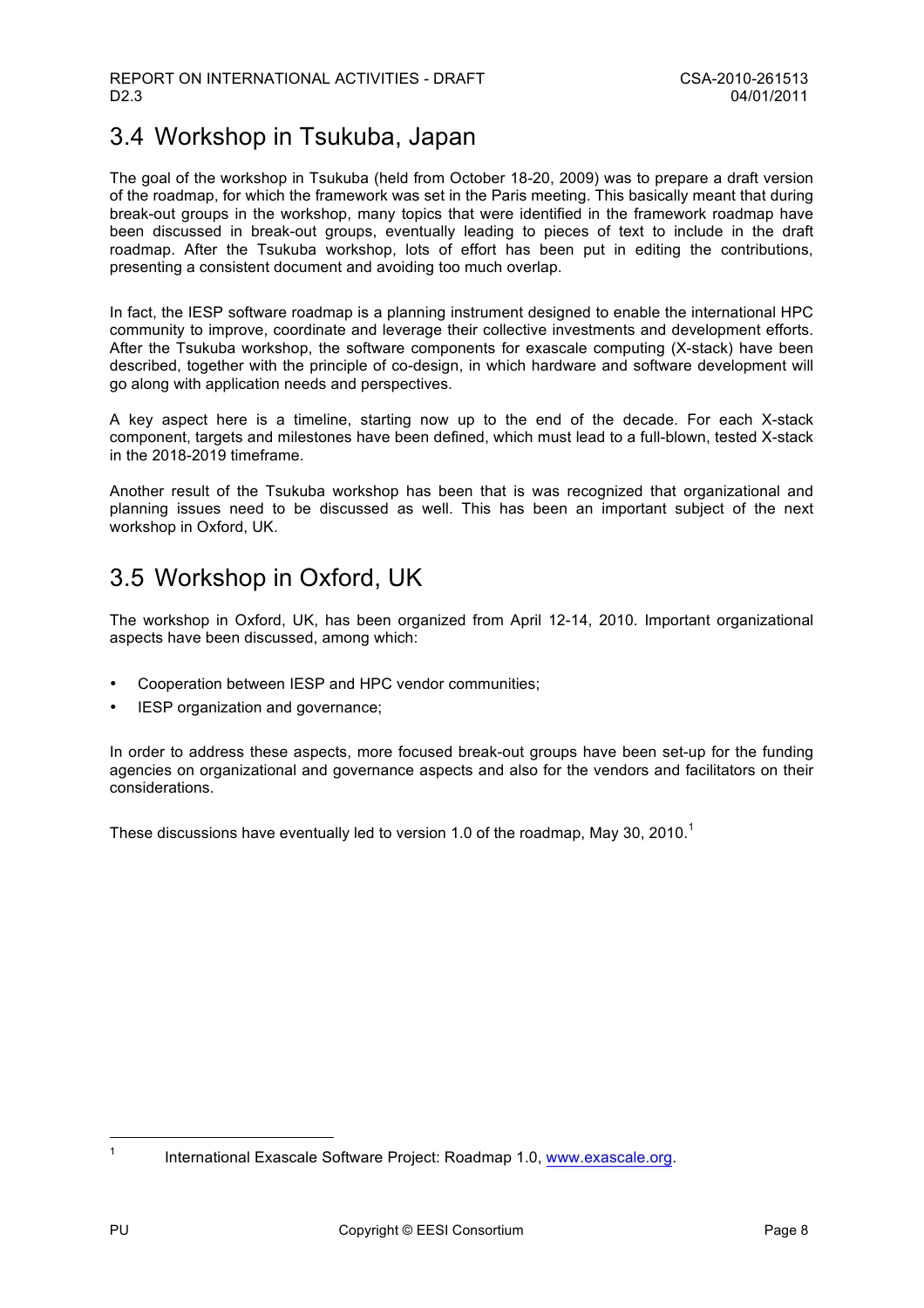## 3.4 Workshop in Tsukuba, Japan

The goal of the workshop in Tsukuba (held from October 18-20, 2009) was to prepare a draft version of the roadmap, for which the framework was set in the Paris meeting. This basically meant that during break-out groups in the workshop, many topics that were identified in the framework roadmap have been discussed in break-out groups, eventually leading to pieces of text to include in the draft roadmap. After the Tsukuba workshop, lots of effort has been put in editing the contributions, presenting a consistent document and avoiding too much overlap.

In fact, the IESP software roadmap is a planning instrument designed to enable the international HPC community to improve, coordinate and leverage their collective investments and development efforts. After the Tsukuba workshop, the software components for exascale computing (X-stack) have been described, together with the principle of co-design, in which hardware and software development will go along with application needs and perspectives.

A key aspect here is a timeline, starting now up to the end of the decade. For each X-stack component, targets and milestones have been defined, which must lead to a full-blown, tested X-stack in the 2018-2019 timeframe.

Another result of the Tsukuba workshop has been that is was recognized that organizational and planning issues need to be discussed as well. This has been an important subject of the next workshop in Oxford, UK.

## 3.5 Workshop in Oxford, UK

The workshop in Oxford, UK, has been organized from April 12-14, 2010. Important organizational aspects have been discussed, among which:

- Cooperation between IESP and HPC vendor communities;
- IESP organization and governance;

In order to address these aspects, more focused break-out groups have been set-up for the funding agencies on organizational and governance aspects and also for the vendors and facilitators on their considerations.

These discussions have eventually led to version 1.0 of the roadmap, May 30, 2010.[1]

[1] International Exascale Software Project: Roadmap 1.0, www.exascale.org.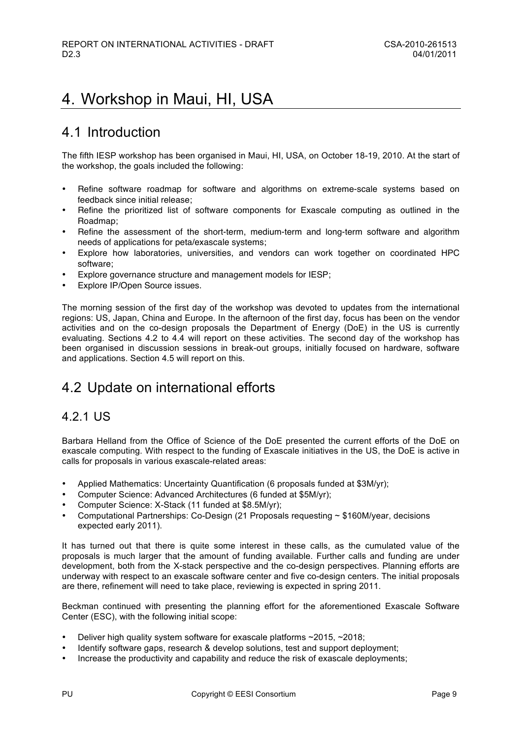# 4. Workshop in Maui, HI, USA

## 4.1 Introduction

The fifth IESP workshop has been organised in Maui, HI, USA, on October 18-19, 2010. At the start of the workshop, the goals included the following:

- Refine software roadmap for software and algorithms on extreme-scale systems based on feedback since initial release;
- Refine the prioritized list of software components for Exascale computing as outlined in the Roadmap;
- Refine the assessment of the short-term, medium-term and long-term software and algorithm needs of applications for peta/exascale systems;
- Explore how laboratories, universities, and vendors can work together on coordinated HPC software;
- Explore governance structure and management models for IESP;
- Explore IP/Open Source issues.

The morning session of the first day of the workshop was devoted to updates from the international regions: US, Japan, China and Europe. In the afternoon of the first day, focus has been on the vendor activities and on the co-design proposals the Department of Energy (DoE) in the US is currently evaluating. Sections 4.2 to 4.4 will report on these activities. The second day of the workshop has been organised in discussion sessions in break-out groups, initially focused on hardware, software and applications. Section 4.5 will report on this.

## 4.2 Update on international efforts

### 4.2.1 US

Barbara Helland from the Office of Science of the DoE presented the current efforts of the DoE on exascale computing. With respect to the funding of Exascale initiatives in the US, the DoE is active in calls for proposals in various exascale-related areas:

- Applied Mathematics: Uncertainty Quantification (6 proposals funded at $3M/yr);
- Computer Science: Advanced Architectures (6 funded at $5M/yr);
- Computer Science: X-Stack (11 funded at $8.5M/yr);
- Computational Partnerships: Co-Design (21 Proposals requesting ~ $160M/year, decisions expected early 2011).

It has turned out that there is quite some interest in these calls, as the cumulated value of the proposals is much larger that the amount of funding available. Further calls and funding are under development, both from the X-stack perspective and the co-design perspectives. Planning efforts are underway with respect to an exascale software center and five co-design centers. The initial proposals are there, refinement will need to take place, reviewing is expected in spring 2011.

Beckman continued with presenting the planning effort for the aforementioned Exascale Software Center (ESC), with the following initial scope:

- Deliver high quality system software for exascale platforms ~2015, ~2018;
- Identify software gaps, research & develop solutions, test and support deployment;
- Increase the productivity and capability and reduce the risk of exascale deployments;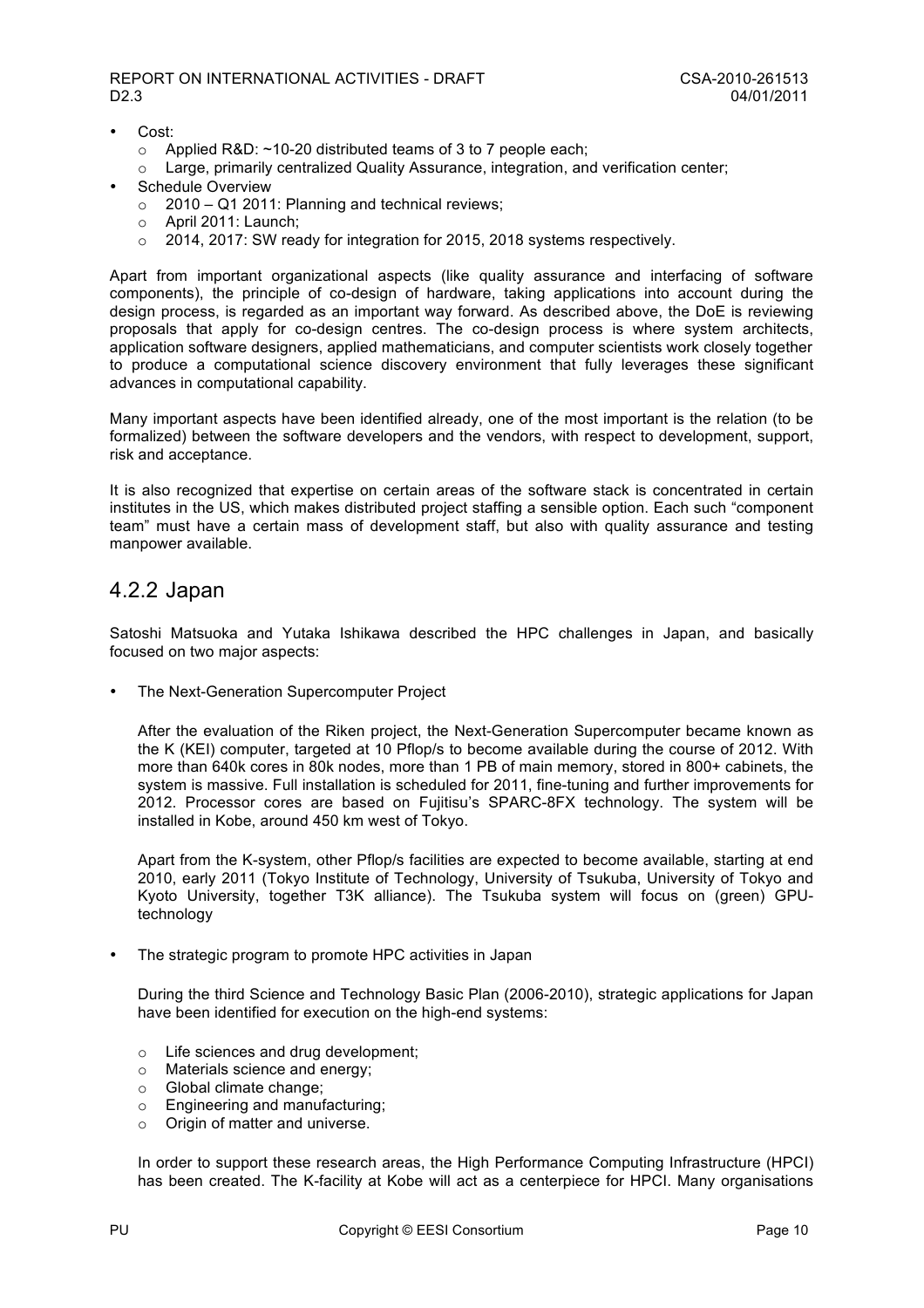- Cost:
  - Applied R&D: ~10-20 distributed teams of 3 to 7 people each;
  - Large, primarily centralized Quality Assurance, integration, and verification center;
- Schedule Overview
  - 2010 – Q1 2011: Planning and technical reviews;
  - April 2011: Launch;
  - 2014, 2017: SW ready for integration for 2015, 2018 systems respectively.

Apart from important organizational aspects (like quality assurance and interfacing of software components), the principle of co-design of hardware, taking applications into account during the design process, is regarded as an important way forward. As described above, the DoE is reviewing proposals that apply for co-design centres. The co-design process is where system architects, application software designers, applied mathematicians, and computer scientists work closely together to produce a computational science discovery environment that fully leverages these significant advances in computational capability.

Many important aspects have been identified already, one of the most important is the relation (to be formalized) between the software developers and the vendors, with respect to development, support, risk and acceptance.

It is also recognized that expertise on certain areas of the software stack is concentrated in certain institutes in the US, which makes distributed project staffing a sensible option. Each such "component team" must have a certain mass of development staff, but also with quality assurance and testing manpower available.

## 4.2.2 Japan

Satoshi Matsuoka and Yutaka Ishikawa described the HPC challenges in Japan, and basically focused on two major aspects:

- The Next-Generation Supercomputer Project

  After the evaluation of the Riken project, the Next-Generation Supercomputer became known as the K (KEI) computer, targeted at 10 Pflop/s to become available during the course of 2012. With more than 640k cores in 80k nodes, more than 1 PB of main memory, stored in 800+ cabinets, the system is massive. Full installation is scheduled for 2011, fine-tuning and further improvements for 2012. Processor cores are based on Fujitisu's SPARC-8FX technology. The system will be installed in Kobe, around 450 km west of Tokyo.

  Apart from the K-system, other Pflop/s facilities are expected to become available, starting at end 2010, early 2011 (Tokyo Institute of Technology, University of Tsukuba, University of Tokyo and Kyoto University, together T3K alliance). The Tsukuba system will focus on (green) GPU-technology

- The strategic program to promote HPC activities in Japan

  During the third Science and Technology Basic Plan (2006-2010), strategic applications for Japan have been identified for execution on the high-end systems:

  - Life sciences and drug development;
  - Materials science and energy;
  - Global climate change;
  - Engineering and manufacturing;
  - Origin of matter and universe.

  In order to support these research areas, the High Performance Computing Infrastructure (HPCI) has been created. The K-facility at Kobe will act as a centerpiece for HPCI. Many organisations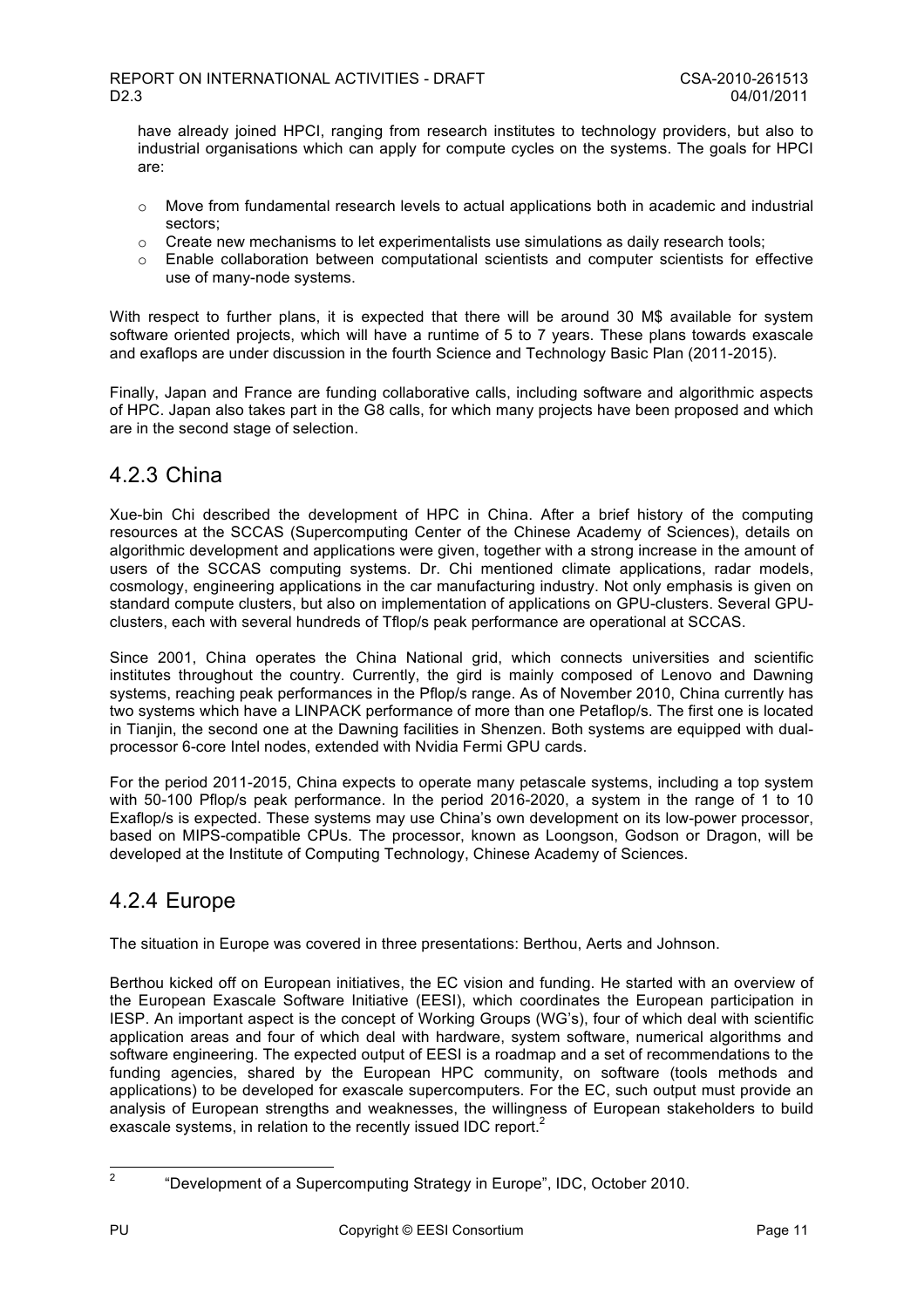have already joined HPCI, ranging from research institutes to technology providers, but also to industrial organisations which can apply for compute cycles on the systems. The goals for HPCI are:

- Move from fundamental research levels to actual applications both in academic and industrial sectors;
- Create new mechanisms to let experimentalists use simulations as daily research tools;
- Enable collaboration between computational scientists and computer scientists for effective use of many-node systems.

With respect to further plans, it is expected that there will be around 30 M$ available for system software oriented projects, which will have a runtime of 5 to 7 years. These plans towards exascale and exaflops are under discussion in the fourth Science and Technology Basic Plan (2011-2015).

Finally, Japan and France are funding collaborative calls, including software and algorithmic aspects of HPC. Japan also takes part in the G8 calls, for which many projects have been proposed and which are in the second stage of selection.

## 4.2.3 China

Xue-bin Chi described the development of HPC in China. After a brief history of the computing resources at the SCCAS (Supercomputing Center of the Chinese Academy of Sciences), details on algorithmic development and applications were given, together with a strong increase in the amount of users of the SCCAS computing systems. Dr. Chi mentioned climate applications, radar models, cosmology, engineering applications in the car manufacturing industry. Not only emphasis is given on standard compute clusters, but also on implementation of applications on GPU-clusters. Several GPU-clusters, each with several hundreds of Tflop/s peak performance are operational at SCCAS.

Since 2001, China operates the China National grid, which connects universities and scientific institutes throughout the country. Currently, the gird is mainly composed of Lenovo and Dawning systems, reaching peak performances in the Pflop/s range. As of November 2010, China currently has two systems which have a LINPACK performance of more than one Petaflop/s. The first one is located in Tianjin, the second one at the Dawning facilities in Shenzen. Both systems are equipped with dual-processor 6-core Intel nodes, extended with Nvidia Fermi GPU cards.

For the period 2011-2015, China expects to operate many petascale systems, including a top system with 50-100 Pflop/s peak performance. In the period 2016-2020, a system in the range of 1 to 10 Exaflop/s is expected. These systems may use China's own development on its low-power processor, based on MIPS-compatible CPUs. The processor, known as Loongson, Godson or Dragon, will be developed at the Institute of Computing Technology, Chinese Academy of Sciences.

## 4.2.4 Europe

The situation in Europe was covered in three presentations: Berthou, Aerts and Johnson.

Berthou kicked off on European initiatives, the EC vision and funding. He started with an overview of the European Exascale Software Initiative (EESI), which coordinates the European participation in IESP. An important aspect is the concept of Working Groups (WG's), four of which deal with scientific application areas and four of which deal with hardware, system software, numerical algorithms and software engineering. The expected output of EESI is a roadmap and a set of recommendations to the funding agencies, shared by the European HPC community, on software (tools methods and applications) to be developed for exascale supercomputers. For the EC, such output must provide an analysis of European strengths and weaknesses, the willingness of European stakeholders to build exascale systems, in relation to the recently issued IDC report.[2]

[2] "Development of a Supercomputing Strategy in Europe", IDC, October 2010.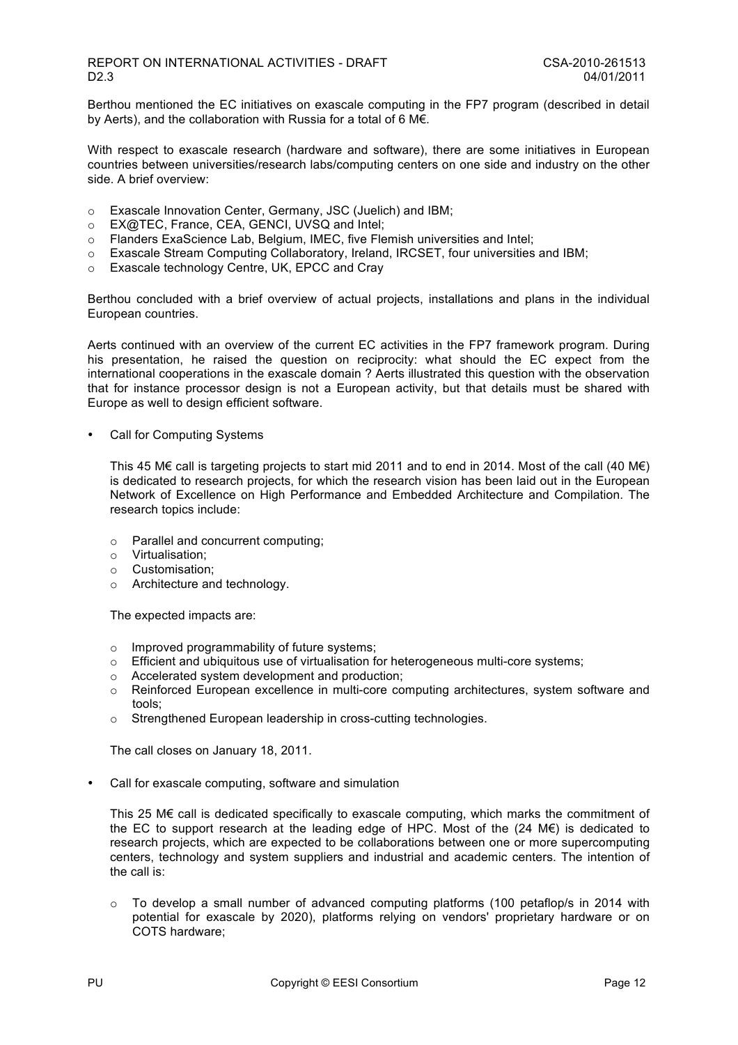Berthou mentioned the EC initiatives on exascale computing in the FP7 program (described in detail by Aerts), and the collaboration with Russia for a total of 6 M€.

With respect to exascale research (hardware and software), there are some initiatives in European countries between universities/research labs/computing centers on one side and industry on the other side. A brief overview:

- Exascale Innovation Center, Germany, JSC (Juelich) and IBM;
- EX@TEC, France, CEA, GENCI, UVSQ and Intel;
- Flanders ExaScience Lab, Belgium, IMEC, five Flemish universities and Intel;
- Exascale Stream Computing Collaboratory, Ireland, IRCSET, four universities and IBM;
- Exascale technology Centre, UK, EPCC and Cray

Berthou concluded with a brief overview of actual projects, installations and plans in the individual European countries.

Aerts continued with an overview of the current EC activities in the FP7 framework program. During his presentation, he raised the question on reciprocity: what should the EC expect from the international cooperations in the exascale domain ? Aerts illustrated this question with the observation that for instance processor design is not a European activity, but that details must be shared with Europe as well to design efficient software.

- Call for Computing Systems

  This 45 M€ call is targeting projects to start mid 2011 and to end in 2014. Most of the call (40 M€) is dedicated to research projects, for which the research vision has been laid out in the European Network of Excellence on High Performance and Embedded Architecture and Compilation. The research topics include:

  - Parallel and concurrent computing;
  - Virtualisation;
  - Customisation;
  - Architecture and technology.

  The expected impacts are:

  - Improved programmability of future systems;
  - Efficient and ubiquitous use of virtualisation for heterogeneous multi-core systems;
  - Accelerated system development and production;
  - Reinforced European excellence in multi-core computing architectures, system software and tools;
  - Strengthened European leadership in cross-cutting technologies.

  The call closes on January 18, 2011.

- Call for exascale computing, software and simulation

  This 25 M€ call is dedicated specifically to exascale computing, which marks the commitment of the EC to support research at the leading edge of HPC. Most of the (24 M€) is dedicated to research projects, which are expected to be collaborations between one or more supercomputing centers, technology and system suppliers and industrial and academic centers. The intention of the call is:

  - To develop a small number of advanced computing platforms (100 petaflop/s in 2014 with potential for exascale by 2020), platforms relying on vendors' proprietary hardware or on COTS hardware;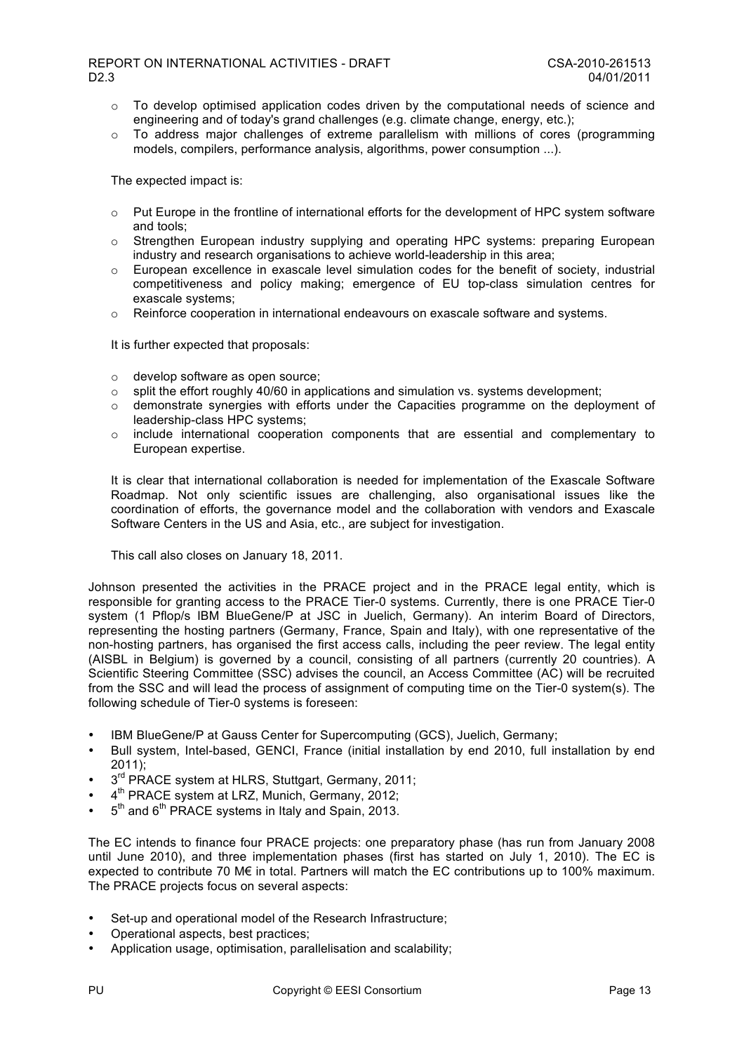- To develop optimised application codes driven by the computational needs of science and engineering and of today's grand challenges (e.g. climate change, energy, etc.);
- To address major challenges of extreme parallelism with millions of cores (programming models, compilers, performance analysis, algorithms, power consumption ...).

The expected impact is:

- Put Europe in the frontline of international efforts for the development of HPC system software and tools;
- Strengthen European industry supplying and operating HPC systems: preparing European industry and research organisations to achieve world-leadership in this area;
- European excellence in exascale level simulation codes for the benefit of society, industrial competitiveness and policy making; emergence of EU top-class simulation centres for exascale systems;
- Reinforce cooperation in international endeavours on exascale software and systems.

It is further expected that proposals:

- develop software as open source;
- split the effort roughly 40/60 in applications and simulation vs. systems development;
- demonstrate synergies with efforts under the Capacities programme on the deployment of leadership-class HPC systems;
- include international cooperation components that are essential and complementary to European expertise.

It is clear that international collaboration is needed for implementation of the Exascale Software Roadmap. Not only scientific issues are challenging, also organisational issues like the coordination of efforts, the governance model and the collaboration with vendors and Exascale Software Centers in the US and Asia, etc., are subject for investigation.

This call also closes on January 18, 2011.

Johnson presented the activities in the PRACE project and in the PRACE legal entity, which is responsible for granting access to the PRACE Tier-0 systems. Currently, there is one PRACE Tier-0 system (1 Pflop/s IBM BlueGene/P at JSC in Juelich, Germany). An interim Board of Directors, representing the hosting partners (Germany, France, Spain and Italy), with one representative of the non-hosting partners, has organised the first access calls, including the peer review. The legal entity (AISBL in Belgium) is governed by a council, consisting of all partners (currently 20 countries). A Scientific Steering Committee (SSC) advises the council, an Access Committee (AC) will be recruited from the SSC and will lead the process of assignment of computing time on the Tier-0 system(s). The following schedule of Tier-0 systems is foreseen:

- IBM BlueGene/P at Gauss Center for Supercomputing (GCS), Juelich, Germany;
- Bull system, Intel-based, GENCI, France (initial installation by end 2010, full installation by end 2011);
- 3rd PRACE system at HLRS, Stuttgart, Germany, 2011;
- 4th PRACE system at LRZ, Munich, Germany, 2012;
- 5th and 6th PRACE systems in Italy and Spain, 2013.

The EC intends to finance four PRACE projects: one preparatory phase (has run from January 2008 until June 2010), and three implementation phases (first has started on July 1, 2010). The EC is expected to contribute 70 M€ in total. Partners will match the EC contributions up to 100% maximum. The PRACE projects focus on several aspects:

- Set-up and operational model of the Research Infrastructure;
- Operational aspects, best practices;
- Application usage, optimisation, parallelisation and scalability;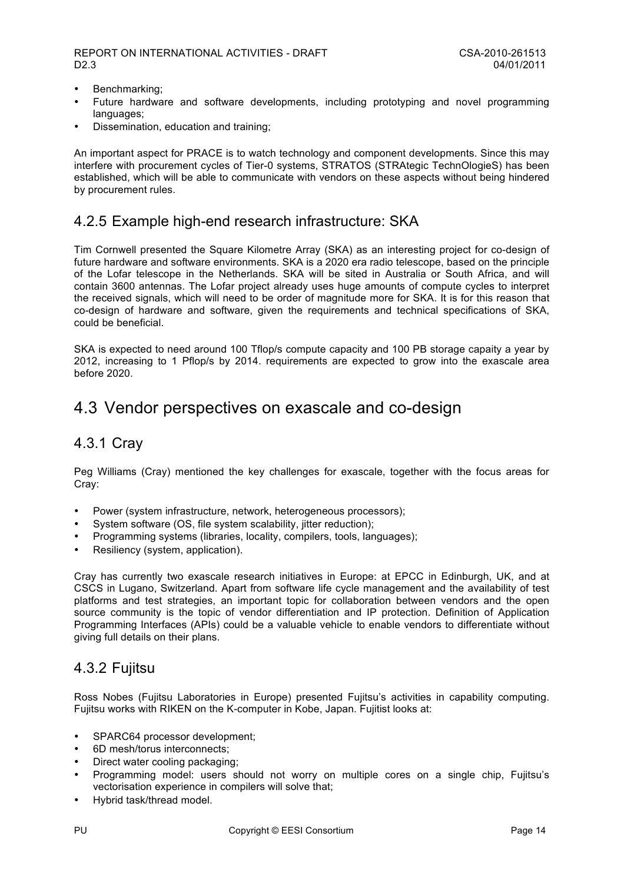- Benchmarking;
- Future hardware and software developments, including prototyping and novel programming languages;
- Dissemination, education and training;

An important aspect for PRACE is to watch technology and component developments. Since this may interfere with procurement cycles of Tier-0 systems, STRATOS (STRAtegic TechnOlogieS) has been established, which will be able to communicate with vendors on these aspects without being hindered by procurement rules.

### 4.2.5 Example high-end research infrastructure: SKA

Tim Cornwell presented the Square Kilometre Array (SKA) as an interesting project for co-design of future hardware and software environments. SKA is a 2020 era radio telescope, based on the principle of the Lofar telescope in the Netherlands. SKA will be sited in Australia or South Africa, and will contain 3600 antennas. The Lofar project already uses huge amounts of compute cycles to interpret the received signals, which will need to be order of magnitude more for SKA. It is for this reason that co-design of hardware and software, given the requirements and technical specifications of SKA, could be beneficial.

SKA is expected to need around 100 Tflop/s compute capacity and 100 PB storage capaity a year by 2012, increasing to 1 Pflop/s by 2014. requirements are expected to grow into the exascale area before 2020.

## 4.3 Vendor perspectives on exascale and co-design

### 4.3.1 Cray

Peg Williams (Cray) mentioned the key challenges for exascale, together with the focus areas for Cray:

- Power (system infrastructure, network, heterogeneous processors);
- System software (OS, file system scalability, jitter reduction);
- Programming systems (libraries, locality, compilers, tools, languages);
- Resiliency (system, application).

Cray has currently two exascale research initiatives in Europe: at EPCC in Edinburgh, UK, and at CSCS in Lugano, Switzerland. Apart from software life cycle management and the availability of test platforms and test strategies, an important topic for collaboration between vendors and the open source community is the topic of vendor differentiation and IP protection. Definition of Application Programming Interfaces (APIs) could be a valuable vehicle to enable vendors to differentiate without giving full details on their plans.

### 4.3.2 Fujitsu

Ross Nobes (Fujitsu Laboratories in Europe) presented Fujitsu's activities in capability computing. Fujitsu works with RIKEN on the K-computer in Kobe, Japan. Fujitist looks at:

- SPARC64 processor development;
- 6D mesh/torus interconnects;
- Direct water cooling packaging;
- Programming model: users should not worry on multiple cores on a single chip, Fujitsu's vectorisation experience in compilers will solve that;
- Hybrid task/thread model.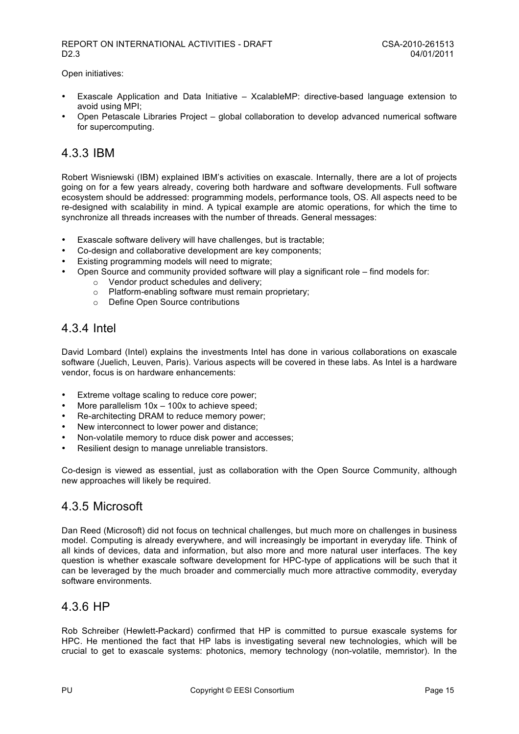Open initiatives:

- Exascale Application and Data Initiative – XcalableMP: directive-based language extension to avoid using MPI;
- Open Petascale Libraries Project – global collaboration to develop advanced numerical software for supercomputing.

## 4.3.3 IBM

Robert Wisniewski (IBM) explained IBM's activities on exascale. Internally, there are a lot of projects going on for a few years already, covering both hardware and software developments. Full software ecosystem should be addressed: programming models, performance tools, OS. All aspects need to be re-designed with scalability in mind. A typical example are atomic operations, for which the time to synchronize all threads increases with the number of threads. General messages:

- Exascale software delivery will have challenges, but is tractable;
- Co-design and collaborative development are key components;
- Existing programming models will need to migrate;
- Open Source and community provided software will play a significant role – find models for:
  - Vendor product schedules and delivery;
  - Platform-enabling software must remain proprietary;
  - Define Open Source contributions

## 4.3.4 Intel

David Lombard (Intel) explains the investments Intel has done in various collaborations on exascale software (Juelich, Leuven, Paris). Various aspects will be covered in these labs. As Intel is a hardware vendor, focus is on hardware enhancements:

- Extreme voltage scaling to reduce core power;
- More parallelism 10x – 100x to achieve speed;
- Re-architecting DRAM to reduce memory power;
- New interconnect to lower power and distance;
- Non-volatile memory to rduce disk power and accesses;
- Resilient design to manage unreliable transistors.

Co-design is viewed as essential, just as collaboration with the Open Source Community, although new approaches will likely be required.

## 4.3.5 Microsoft

Dan Reed (Microsoft) did not focus on technical challenges, but much more on challenges in business model. Computing is already everywhere, and will increasingly be important in everyday life. Think of all kinds of devices, data and information, but also more and more natural user interfaces. The key question is whether exascale software development for HPC-type of applications will be such that it can be leveraged by the much broader and commercially much more attractive commodity, everyday software environments.

## 4.3.6 HP

Rob Schreiber (Hewlett-Packard) confirmed that HP is committed to pursue exascale systems for HPC. He mentioned the fact that HP labs is investigating several new technologies, which will be crucial to get to exascale systems: photonics, memory technology (non-volatile, memristor). In the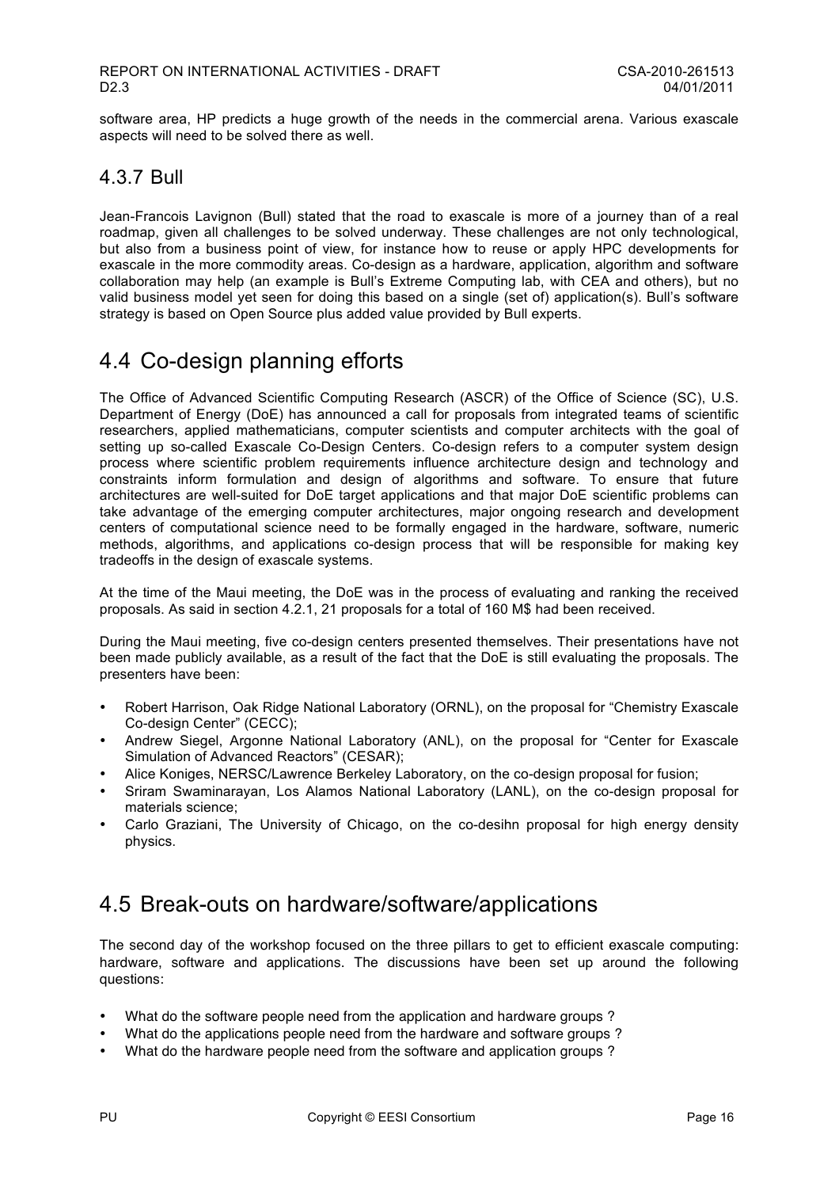software area, HP predicts a huge growth of the needs in the commercial arena. Various exascale aspects will need to be solved there as well.

### 4.3.7 Bull

Jean-Francois Lavignon (Bull) stated that the road to exascale is more of a journey than of a real roadmap, given all challenges to be solved underway. These challenges are not only technological, but also from a business point of view, for instance how to reuse or apply HPC developments for exascale in the more commodity areas. Co-design as a hardware, application, algorithm and software collaboration may help (an example is Bull's Extreme Computing lab, with CEA and others), but no valid business model yet seen for doing this based on a single (set of) application(s). Bull's software strategy is based on Open Source plus added value provided by Bull experts.

## 4.4 Co-design planning efforts

The Office of Advanced Scientific Computing Research (ASCR) of the Office of Science (SC), U.S. Department of Energy (DoE) has announced a call for proposals from integrated teams of scientific researchers, applied mathematicians, computer scientists and computer architects with the goal of setting up so-called Exascale Co-Design Centers. Co-design refers to a computer system design process where scientific problem requirements influence architecture design and technology and constraints inform formulation and design of algorithms and software. To ensure that future architectures are well-suited for DoE target applications and that major DoE scientific problems can take advantage of the emerging computer architectures, major ongoing research and development centers of computational science need to be formally engaged in the hardware, software, numeric methods, algorithms, and applications co-design process that will be responsible for making key tradeoffs in the design of exascale systems.

At the time of the Maui meeting, the DoE was in the process of evaluating and ranking the received proposals. As said in section 4.2.1, 21 proposals for a total of 160 M$ had been received.

During the Maui meeting, five co-design centers presented themselves. Their presentations have not been made publicly available, as a result of the fact that the DoE is still evaluating the proposals. The presenters have been:

- Robert Harrison, Oak Ridge National Laboratory (ORNL), on the proposal for "Chemistry Exascale Co-design Center" (CECC);
- Andrew Siegel, Argonne National Laboratory (ANL), on the proposal for "Center for Exascale Simulation of Advanced Reactors" (CESAR);
- Alice Koniges, NERSC/Lawrence Berkeley Laboratory, on the co-design proposal for fusion;
- Sriram Swaminarayan, Los Alamos National Laboratory (LANL), on the co-design proposal for materials science;
- Carlo Graziani, The University of Chicago, on the co-desihn proposal for high energy density physics.

## 4.5 Break-outs on hardware/software/applications

The second day of the workshop focused on the three pillars to get to efficient exascale computing: hardware, software and applications. The discussions have been set up around the following questions:

- What do the software people need from the application and hardware groups ?
- What do the applications people need from the hardware and software groups ?
- What do the hardware people need from the software and application groups ?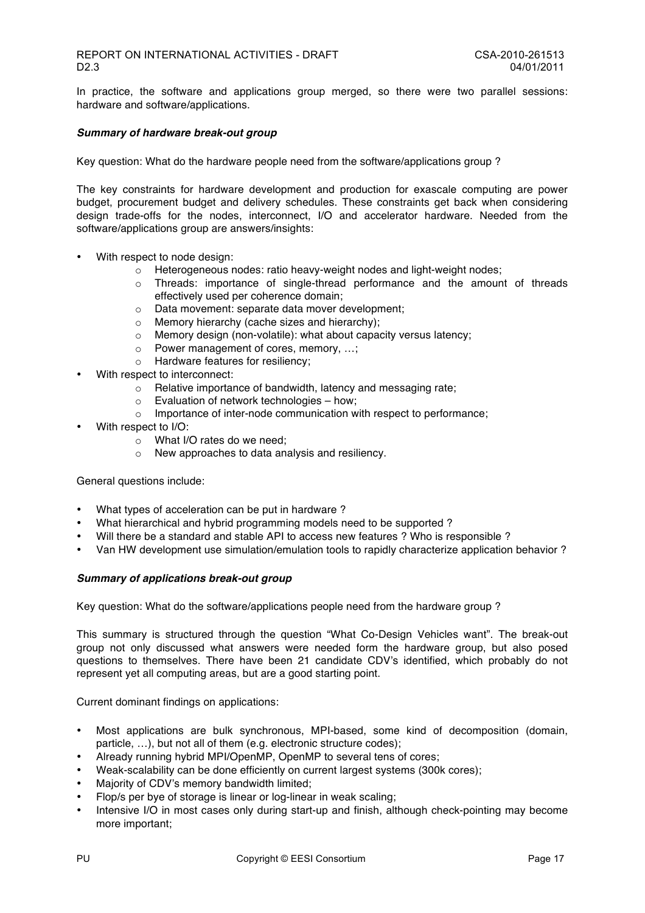In practice, the software and applications group merged, so there were two parallel sessions: hardware and software/applications.

***Summary of hardware break-out group***

Key question: What do the hardware people need from the software/applications group ?

The key constraints for hardware development and production for exascale computing are power budget, procurement budget and delivery schedules. These constraints get back when considering design trade-offs for the nodes, interconnect, I/O and accelerator hardware. Needed from the software/applications group are answers/insights:

- With respect to node design:
  - Heterogeneous nodes: ratio heavy-weight nodes and light-weight nodes;
  - Threads: importance of single-thread performance and the amount of threads effectively used per coherence domain;
  - Data movement: separate data mover development;
  - Memory hierarchy (cache sizes and hierarchy);
  - Memory design (non-volatile): what about capacity versus latency;
  - Power management of cores, memory, …;
  - Hardware features for resiliency;
- With respect to interconnect:
  - Relative importance of bandwidth, latency and messaging rate;
  - Evaluation of network technologies – how;
  - Importance of inter-node communication with respect to performance;
- With respect to I/O:
  - What I/O rates do we need;
  - New approaches to data analysis and resiliency.

General questions include:

- What types of acceleration can be put in hardware ?
- What hierarchical and hybrid programming models need to be supported ?
- Will there be a standard and stable API to access new features ? Who is responsible ?
- Van HW development use simulation/emulation tools to rapidly characterize application behavior ?

***Summary of applications break-out group***

Key question: What do the software/applications people need from the hardware group ?

This summary is structured through the question "What Co-Design Vehicles want". The break-out group not only discussed what answers were needed form the hardware group, but also posed questions to themselves. There have been 21 candidate CDV's identified, which probably do not represent yet all computing areas, but are a good starting point.

Current dominant findings on applications:

- Most applications are bulk synchronous, MPI-based, some kind of decomposition (domain, particle, …), but not all of them (e.g. electronic structure codes);
- Already running hybrid MPI/OpenMP, OpenMP to several tens of cores;
- Weak-scalability can be done efficiently on current largest systems (300k cores);
- Majority of CDV's memory bandwidth limited;
- Flop/s per bye of storage is linear or log-linear in weak scaling;
- Intensive I/O in most cases only during start-up and finish, although check-pointing may become more important;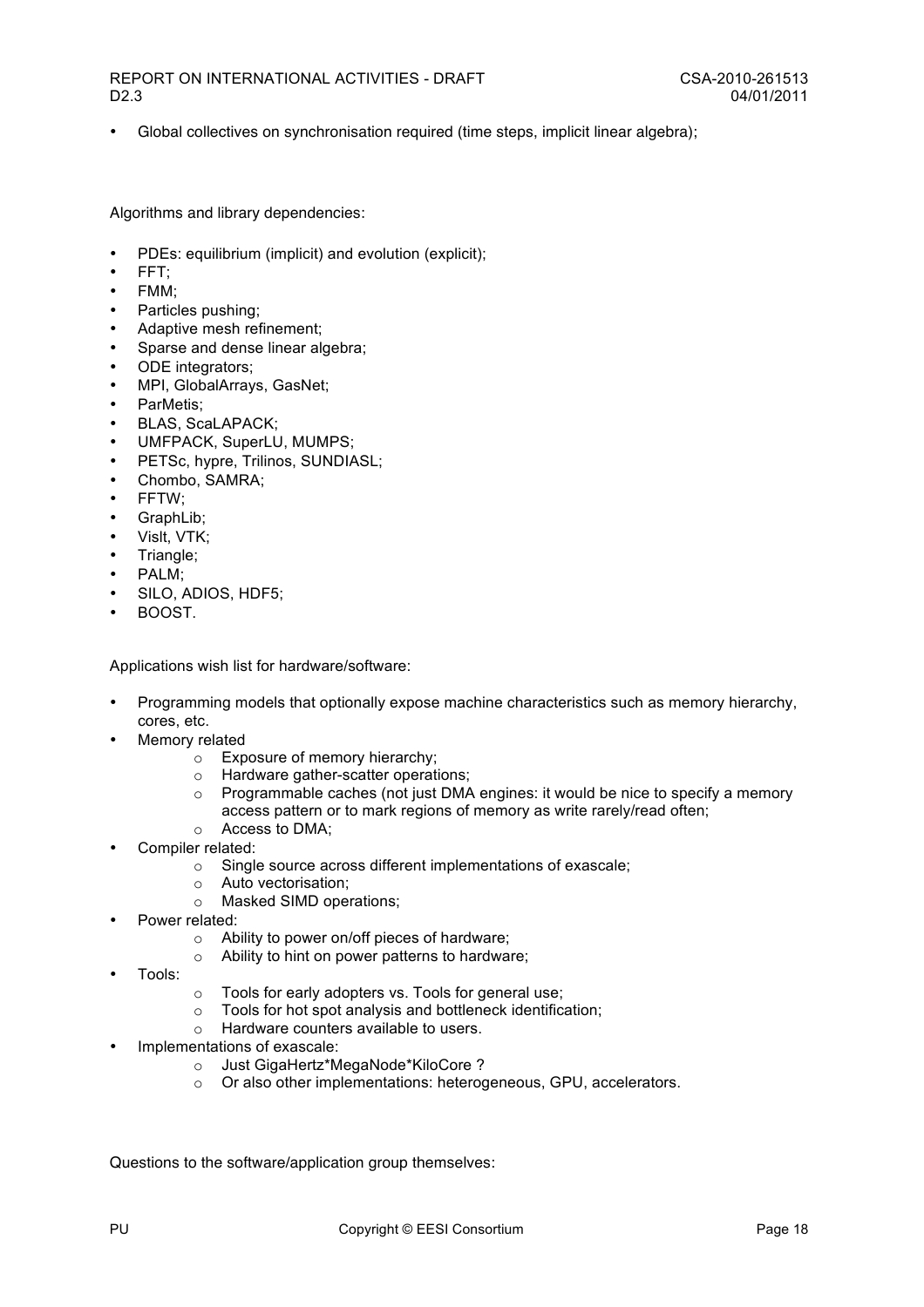- Global collectives on synchronisation required (time steps, implicit linear algebra);

Algorithms and library dependencies:

- PDEs: equilibrium (implicit) and evolution (explicit);
- FFT;
- FMM;
- Particles pushing;
- Adaptive mesh refinement;
- Sparse and dense linear algebra;
- ODE integrators;
- MPI, GlobalArrays, GasNet;
- ParMetis;
- BLAS, ScaLAPACK;
- UMFPACK, SuperLU, MUMPS;
- PETSc, hypre, Trilinos, SUNDIASL;
- Chombo, SAMRA;
- FFTW;
- GraphLib;
- VisIt, VTK;
- Triangle;
- PALM;
- SILO, ADIOS, HDF5;
- BOOST.

Applications wish list for hardware/software:

- Programming models that optionally expose machine characteristics such as memory hierarchy, cores, etc.
- Memory related
  - Exposure of memory hierarchy;
  - Hardware gather-scatter operations;
  - Programmable caches (not just DMA engines: it would be nice to specify a memory access pattern or to mark regions of memory as write rarely/read often;
  - Access to DMA;
- Compiler related:
  - Single source across different implementations of exascale;
  - Auto vectorisation;
  - Masked SIMD operations;
- Power related:
  - Ability to power on/off pieces of hardware;
  - Ability to hint on power patterns to hardware;
- Tools:
  - Tools for early adopters vs. Tools for general use;
  - Tools for hot spot analysis and bottleneck identification;
  - Hardware counters available to users.
- Implementations of exascale:
  - Just GigaHertz*MegaNode*KiloCore ?
  - Or also other implementations: heterogeneous, GPU, accelerators.

Questions to the software/application group themselves: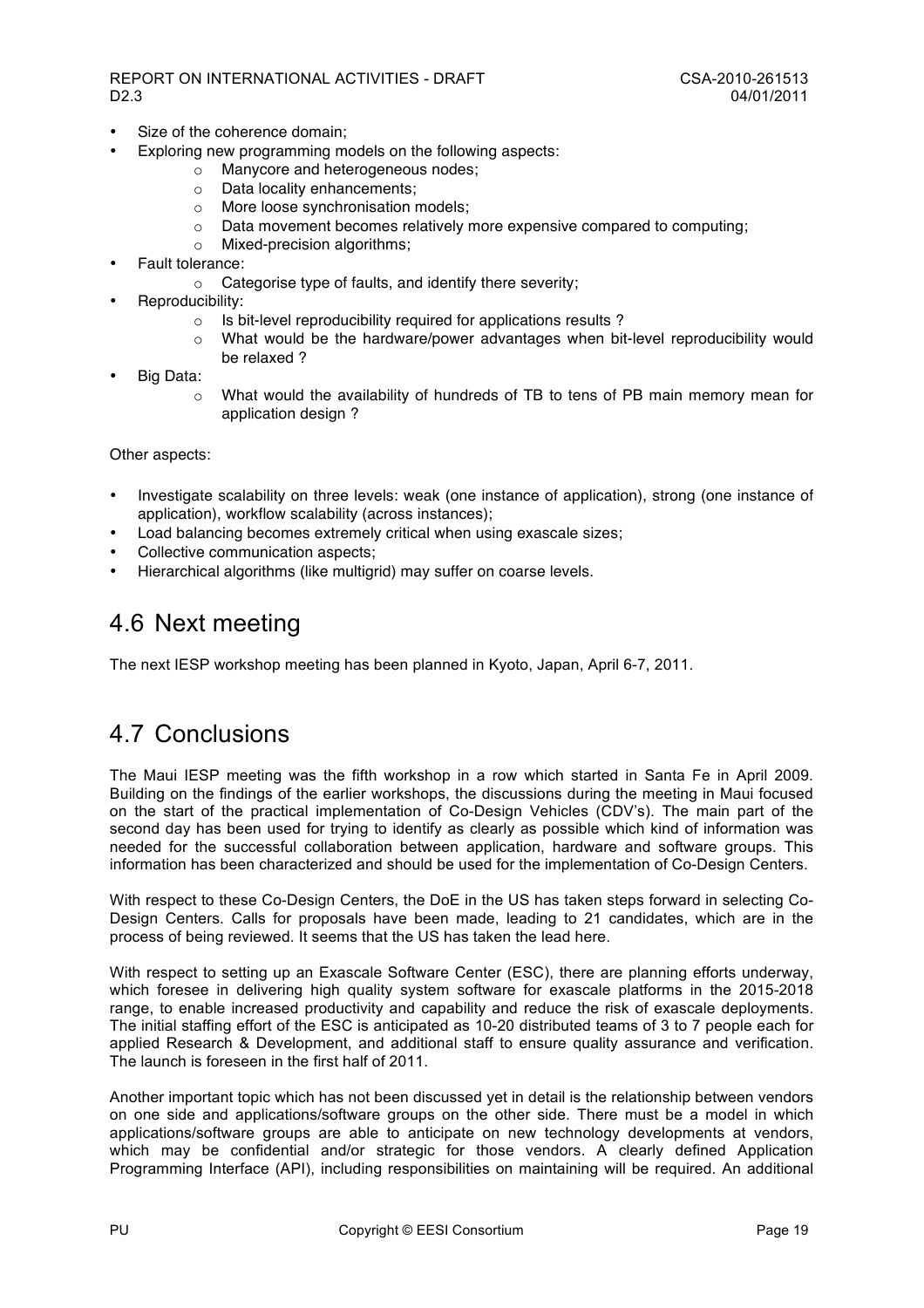- Size of the coherence domain;
- Exploring new programming models on the following aspects:
  - Manycore and heterogeneous nodes;
  - Data locality enhancements;
  - More loose synchronisation models;
  - Data movement becomes relatively more expensive compared to computing;
  - Mixed-precision algorithms;
- Fault tolerance:
  - Categorise type of faults, and identify there severity;
- Reproducibility:
  - Is bit-level reproducibility required for applications results ?
  - What would be the hardware/power advantages when bit-level reproducibility would be relaxed ?
- Big Data:
  - What would the availability of hundreds of TB to tens of PB main memory mean for application design ?

Other aspects:

- Investigate scalability on three levels: weak (one instance of application), strong (one instance of application), workflow scalability (across instances);
- Load balancing becomes extremely critical when using exascale sizes;
- Collective communication aspects;
- Hierarchical algorithms (like multigrid) may suffer on coarse levels.

## 4.6 Next meeting

The next IESP workshop meeting has been planned in Kyoto, Japan, April 6-7, 2011.

## 4.7 Conclusions

The Maui IESP meeting was the fifth workshop in a row which started in Santa Fe in April 2009. Building on the findings of the earlier workshops, the discussions during the meeting in Maui focused on the start of the practical implementation of Co-Design Vehicles (CDV's). The main part of the second day has been used for trying to identify as clearly as possible which kind of information was needed for the successful collaboration between application, hardware and software groups. This information has been characterized and should be used for the implementation of Co-Design Centers.

With respect to these Co-Design Centers, the DoE in the US has taken steps forward in selecting Co-Design Centers. Calls for proposals have been made, leading to 21 candidates, which are in the process of being reviewed. It seems that the US has taken the lead here.

With respect to setting up an Exascale Software Center (ESC), there are planning efforts underway, which foresee in delivering high quality system software for exascale platforms in the 2015-2018 range, to enable increased productivity and capability and reduce the risk of exascale deployments. The initial staffing effort of the ESC is anticipated as 10-20 distributed teams of 3 to 7 people each for applied Research & Development, and additional staff to ensure quality assurance and verification. The launch is foreseen in the first half of 2011.

Another important topic which has not been discussed yet in detail is the relationship between vendors on one side and applications/software groups on the other side. There must be a model in which applications/software groups are able to anticipate on new technology developments at vendors, which may be confidential and/or strategic for those vendors. A clearly defined Application Programming Interface (API), including responsibilities on maintaining will be required. An additional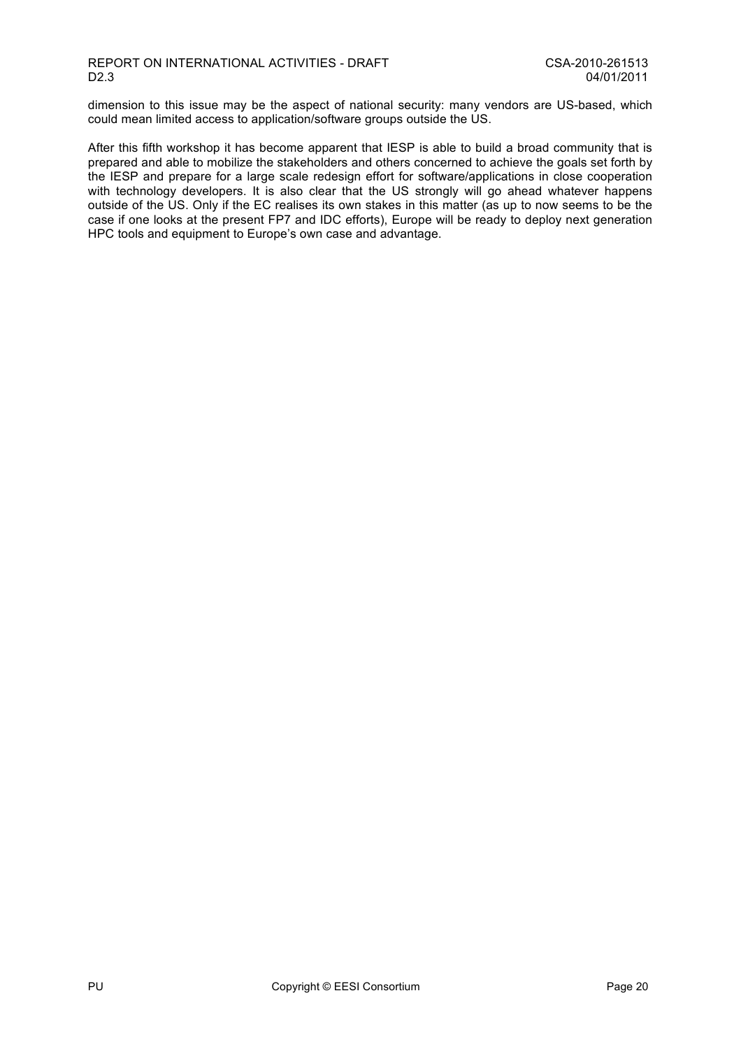dimension to this issue may be the aspect of national security: many vendors are US-based, which could mean limited access to application/software groups outside the US.

After this fifth workshop it has become apparent that IESP is able to build a broad community that is prepared and able to mobilize the stakeholders and others concerned to achieve the goals set forth by the IESP and prepare for a large scale redesign effort for software/applications in close cooperation with technology developers. It is also clear that the US strongly will go ahead whatever happens outside of the US. Only if the EC realises its own stakes in this matter (as up to now seems to be the case if one looks at the present FP7 and IDC efforts), Europe will be ready to deploy next generation HPC tools and equipment to Europe's own case and advantage.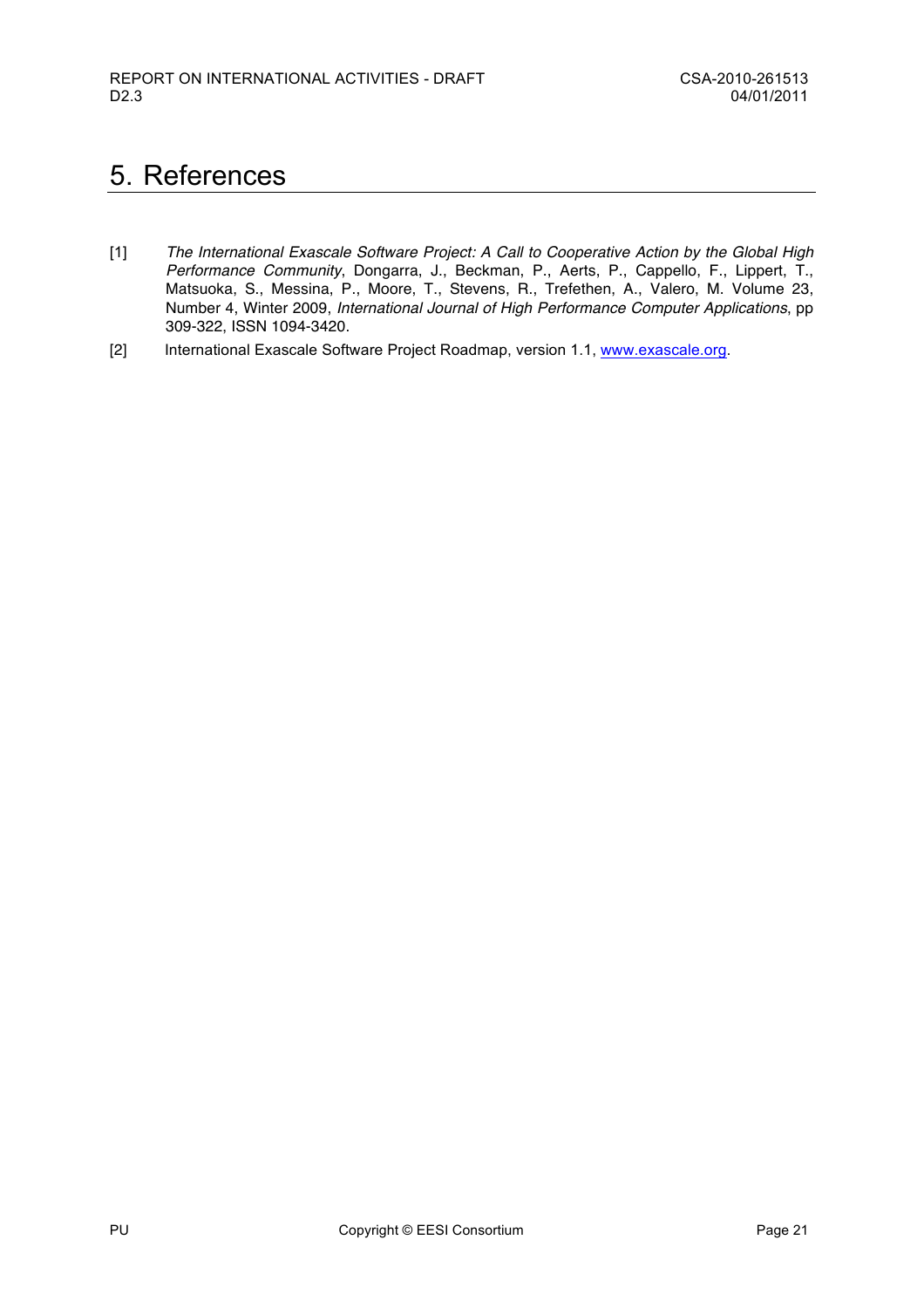# 5. References

[1] *The International Exascale Software Project: A Call to Cooperative Action by the Global High Performance Community*, Dongarra, J., Beckman, P., Aerts, P., Cappello, F., Lippert, T., Matsuoka, S., Messina, P., Moore, T., Stevens, R., Trefethen, A., Valero, M. Volume 23, Number 4, Winter 2009, *International Journal of High Performance Computer Applications*, pp 309-322, ISSN 1094-3420.

[2] International Exascale Software Project Roadmap, version 1.1, [www.exascale.org](http://www.exascale.org).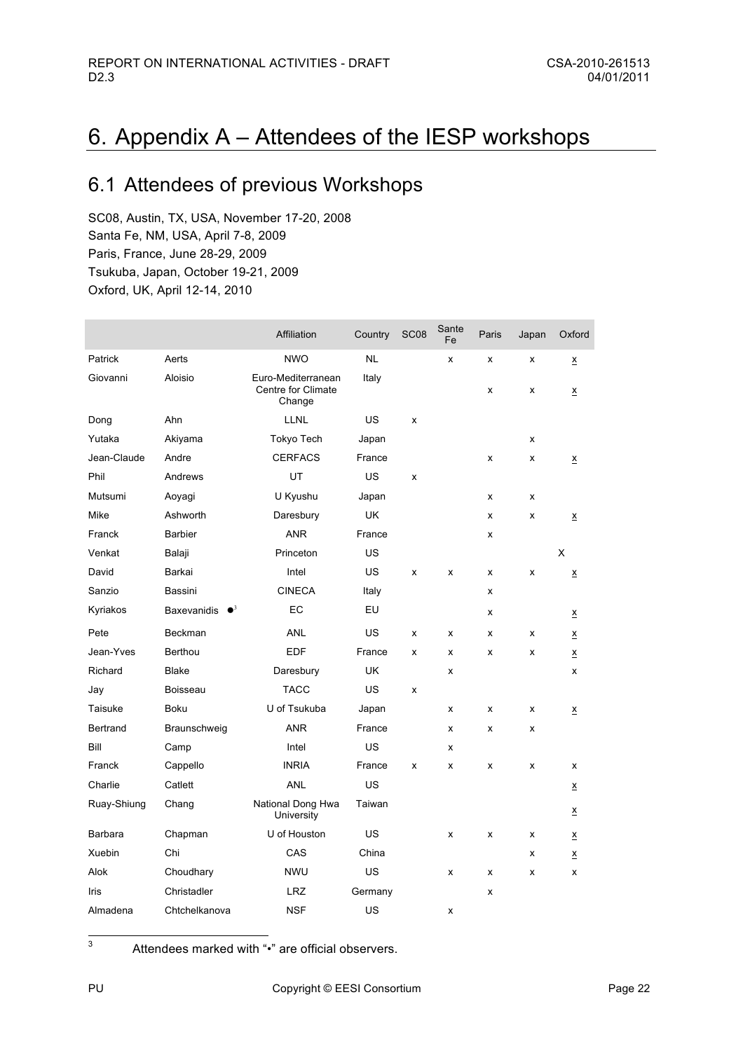# 6. Appendix A – Attendees of the IESP workshops

## 6.1 Attendees of previous Workshops

SC08, Austin, TX, USA, November 17-20, 2008
Santa Fe, NM, USA, April 7-8, 2009
Paris, France, June 28-29, 2009
Tsukuba, Japan, October 19-21, 2009
Oxford, UK, April 12-14, 2010

| | | Affiliation | Country | SC08 | Sante Fe | Paris | Japan | Oxford |
|---|---|---|---|---|---|---|---|---|
| Patrick | Aerts | NWO | NL | | x | x | x | x |
| Giovanni | Aloisio | Euro-Mediterranean Centre for Climate Change | Italy | | | x | x | x |
| Dong | Ahn | LLNL | US | x | | | | |
| Yutaka | Akiyama | Tokyo Tech | Japan | | | | x | |
| Jean-Claude | Andre | CERFACS | France | | | x | x | x |
| Phil | Andrews | UT | US | x | | | | |
| Mutsumi | Aoyagi | U Kyushu | Japan | | | x | x | |
| Mike | Ashworth | Daresbury | UK | | | x | x | x |
| Franck | Barbier | ANR | France | | | x | | |
| Venkat | Balaji | Princeton | US | | | | | X |
| David | Barkai | Intel | US | x | x | x | x | x |
| Sanzio | Bassini | CINECA | Italy | | | x | | |
| Kyriakos | Baxevanidis •[3] | EC | EU | | | x | | x |
| Pete | Beckman | ANL | US | x | x | x | x | x |
| Jean-Yves | Berthou | EDF | France | x | x | x | x | x |
| Richard | Blake | Daresbury | UK | | x | | | x |
| Jay | Boisseau | TACC | US | x | | | | |
| Taisuke | Boku | U of Tsukuba | Japan | | x | x | x | x |
| Bertrand | Braunschweig | ANR | France | | x | x | x | |
| Bill | Camp | Intel | US | | x | | | |
| Franck | Cappello | INRIA | France | x | x | x | x | x |
| Charlie | Catlett | ANL | US | | | | | x |
| Ruay-Shiung | Chang | National Dong Hwa University | Taiwan | | | | | x |
| Barbara | Chapman | U of Houston | US | | x | x | x | x |
| Xuebin | Chi | CAS | China | | | | x | x |
| Alok | Choudhary | NWU | US | | x | x | x | x |
| Iris | Christadler | LRZ | Germany | | | x | | |
| Almadena | Chtchelkanova | NSF | US | | x | | | |

[3] Attendees marked with "•" are official observers.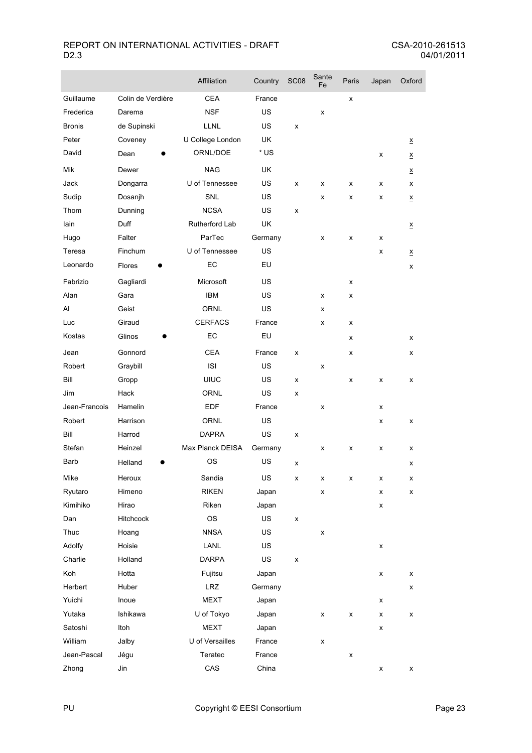| | | Affiliation | Country | SC08 | Sante Fe | Paris | Japan | Oxford |
|---|---|---|---|---|---|---|---|---|
| Guillaume | Colin de Verdière | CEA | France | | | x | | |
| Frederica | Darema | NSF | US | | x | | | |
| Bronis | de Supinski | LLNL | US | x | | | | |
| Peter | Coveney | U College London | UK | | | | | x |
| David | Dean ● | ORNL/DOE | * US | | | | x | x |
| Mik | Dewer | NAG | UK | | | | | x |
| Jack | Dongarra | U of Tennessee | US | x | x | x | x | x |
| Sudip | Dosanjh | SNL | US | | x | x | x | x |
| Thom | Dunning | NCSA | US | x | | | | |
| Iain | Duff | Rutherford Lab | UK | | | | | x |
| Hugo | Falter | ParTec | Germany | | x | x | x | |
| Teresa | Finchum | U of Tennessee | US | | | | x | x |
| Leonardo | Flores ● | EC | EU | | | | | x |
| Fabrizio | Gagliardi | Microsoft | US | | | x | | |
| Alan | Gara | IBM | US | | x | x | | |
| Al | Geist | ORNL | US | | x | | | |
| Luc | Giraud | CERFACS | France | | x | x | | |
| Kostas | Glinos ● | EC | EU | | | x | | x |
| Jean | Gonnord | CEA | France | x | | x | | x |
| Robert | Graybill | ISI | US | | x | | | |
| Bill | Gropp | UIUC | US | x | | x | x | x |
| Jim | Hack | ORNL | US | x | | | | |
| Jean-Francois | Hamelin | EDF | France | | x | | x | |
| Robert | Harrison | ORNL | US | | | | x | x |
| Bill | Harrod | DAPRA | US | x | | | | |
| Stefan | Heinzel | Max Planck DEISA | Germany | | x | x | x | x |
| Barb | Helland ● | OS | US | x | | | | x |
| Mike | Heroux | Sandia | US | x | x | x | x | x |
| Ryutaro | Himeno | RIKEN | Japan | | x | | x | x |
| Kimihiko | Hirao | Riken | Japan | | | | x | |
| Dan | Hitchcock | OS | US | x | | | | |
| Thuc | Hoang | NNSA | US | | x | | | |
| Adolfy | Hoisie | LANL | US | | | | x | |
| Charlie | Holland | DARPA | US | x | | | | |
| Koh | Hotta | Fujitsu | Japan | | | | x | x |
| Herbert | Huber | LRZ | Germany | | | | | x |
| Yuichi | Inoue | MEXT | Japan | | | | x | |
| Yutaka | Ishikawa | U of Tokyo | Japan | | x | x | x | x |
| Satoshi | Itoh | MEXT | Japan | | | | x | |
| William | Jalby | U of Versailles | France | | x | | | |
| Jean-Pascal | Jégu | Teratec | France | | | x | | |
| Zhong | Jin | CAS | China | | | | x | x |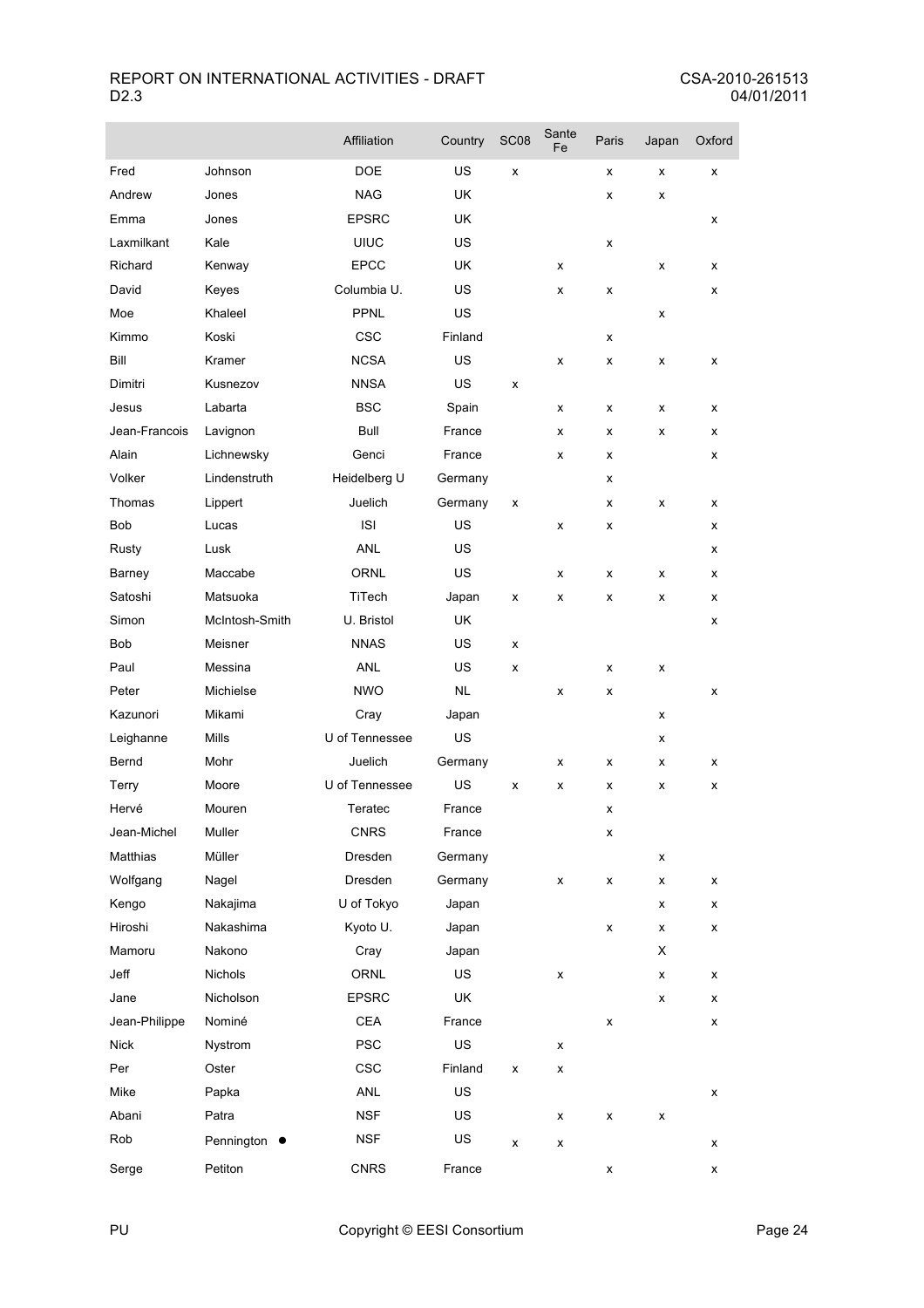| | | Affiliation | Country | SC08 | Sante Fe | Paris | Japan | Oxford |
|---|---|---|---|---|---|---|---|---|
| Fred | Johnson | DOE | US | x | | x | x | x |
| Andrew | Jones | NAG | UK | | | x | x | |
| Emma | Jones | EPSRC | UK | | | | | x |
| Laxmilkant | Kale | UIUC | US | | | x | | |
| Richard | Kenway | EPCC | UK | | x | | x | x |
| David | Keyes | Columbia U. | US | | x | x | | x |
| Moe | Khaleel | PPNL | US | | | | x | |
| Kimmo | Koski | CSC | Finland | | | x | | |
| Bill | Kramer | NCSA | US | | x | x | x | x |
| Dimitri | Kusnezov | NNSA | US | x | | | | |
| Jesus | Labarta | BSC | Spain | | x | x | x | x |
| Jean-Francois | Lavignon | Bull | France | | x | x | x | x |
| Alain | Lichnewsky | Genci | France | | x | x | | x |
| Volker | Lindenstruth | Heidelberg U | Germany | | | x | | |
| Thomas | Lippert | Juelich | Germany | x | | x | x | x |
| Bob | Lucas | ISI | US | | x | x | | x |
| Rusty | Lusk | ANL | US | | | | | x |
| Barney | Maccabe | ORNL | US | | x | x | x | x |
| Satoshi | Matsuoka | TiTech | Japan | x | x | x | x | x |
| Simon | McIntosh-Smith | U. Bristol | UK | | | | | x |
| Bob | Meisner | NNAS | US | x | | | | |
| Paul | Messina | ANL | US | x | | x | x | |
| Peter | Michielse | NWO | NL | | x | x | | x |
| Kazunori | Mikami | Cray | Japan | | | | x | |
| Leighanne | Mills | U of Tennessee | US | | | | x | |
| Bernd | Mohr | Juelich | Germany | | x | x | x | x |
| Terry | Moore | U of Tennessee | US | x | x | x | x | x |
| Hervé | Mouren | Teratec | France | | | x | | |
| Jean-Michel | Muller | CNRS | France | | | x | | |
| Matthias | Müller | Dresden | Germany | | | | x | |
| Wolfgang | Nagel | Dresden | Germany | | x | x | x | x |
| Kengo | Nakajima | U of Tokyo | Japan | | | | x | x |
| Hiroshi | Nakashima | Kyoto U. | Japan | | | x | x | x |
| Mamoru | Nakono | Cray | Japan | | | | X | |
| Jeff | Nichols | ORNL | US | | x | | x | x |
| Jane | Nicholson | EPSRC | UK | | | | x | x |
| Jean-Philippe | Nominé | CEA | France | | | x | | x |
| Nick | Nystrom | PSC | US | | x | | | |
| Per | Oster | CSC | Finland | x | x | | | |
| Mike | Papka | ANL | US | | | | | x |
| Abani | Patra | NSF | US | | x | x | x | |
| Rob | Pennington ● | NSF | US | x | x | | | x |
| Serge | Petiton | CNRS | France | | | x | | x |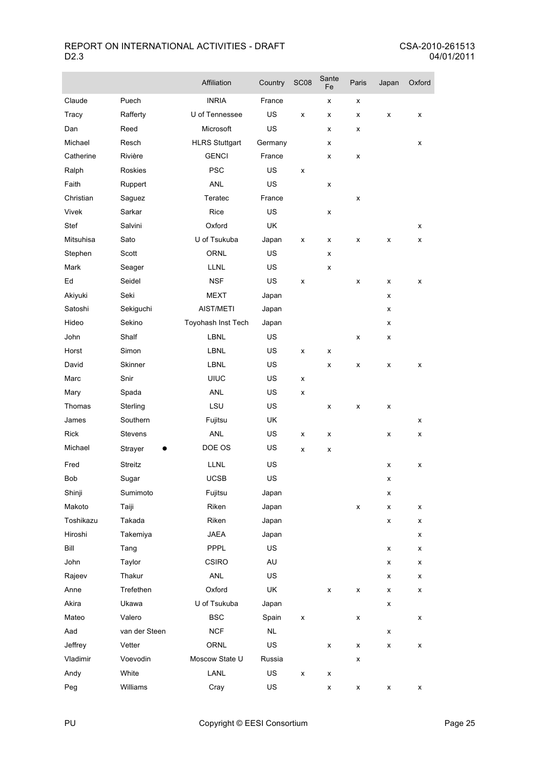| | | Affiliation | Country | SC08 | Sante Fe | Paris | Japan | Oxford |
|---|---|---|---|---|---|---|---|---|
| Claude | Puech | INRIA | France | | x | x | | |
| Tracy | Rafferty | U of Tennessee | US | x | x | x | x | x |
| Dan | Reed | Microsoft | US | | x | x | | |
| Michael | Resch | HLRS Stuttgart | Germany | | x | | | x |
| Catherine | Rivière | GENCI | France | | x | x | | |
| Ralph | Roskies | PSC | US | x | | | | |
| Faith | Ruppert | ANL | US | | x | | | |
| Christian | Saguez | Teratec | France | | | x | | |
| Vivek | Sarkar | Rice | US | | x | | | |
| Stef | Salvini | Oxford | UK | | | | | x |
| Mitsuhisa | Sato | U of Tsukuba | Japan | x | x | x | x | x |
| Stephen | Scott | ORNL | US | | x | | | |
| Mark | Seager | LLNL | US | | x | | | |
| Ed | Seidel | NSF | US | x | | x | x | x |
| Akiyuki | Seki | MEXT | Japan | | | | x | |
| Satoshi | Sekiguchi | AIST/METI | Japan | | | | x | |
| Hideo | Sekino | Toyohash Inst Tech | Japan | | | | x | |
| John | Shalf | LBNL | US | | | x | x | |
| Horst | Simon | LBNL | US | x | x | | | |
| David | Skinner | LBNL | US | | x | x | x | x |
| Marc | Snir | UIUC | US | x | | | | |
| Mary | Spada | ANL | US | x | | | | |
| Thomas | Sterling | LSU | US | | x | x | x | |
| James | Southern | Fujitsu | UK | | | | | x |
| Rick | Stevens | ANL | US | x | x | | x | x |
| Michael | Strayer ● | DOE OS | US | x | x | | | |
| Fred | Streitz | LLNL | US | | | | x | x |
| Bob | Sugar | UCSB | US | | | | x | |
| Shinji | Sumimoto | Fujitsu | Japan | | | | x | |
| Makoto | Taiji | Riken | Japan | | | x | x | x |
| Toshikazu | Takada | Riken | Japan | | | | x | x |
| Hiroshi | Takemiya | JAEA | Japan | | | | | x |
| Bill | Tang | PPPL | US | | | | x | x |
| John | Taylor | CSIRO | AU | | | | x | x |
| Rajeev | Thakur | ANL | US | | | | x | x |
| Anne | Trefethen | Oxford | UK | | x | x | x | x |
| Akira | Ukawa | U of Tsukuba | Japan | | | | x | |
| Mateo | Valero | BSC | Spain | x | | x | | x |
| Aad | van der Steen | NCF | NL | | | | x | |
| Jeffrey | Vetter | ORNL | US | | x | x | x | x |
| Vladimir | Voevodin | Moscow State U | Russia | | | x | | |
| Andy | White | LANL | US | x | x | | | |
| Peg | Williams | Cray | US | | x | x | x | x |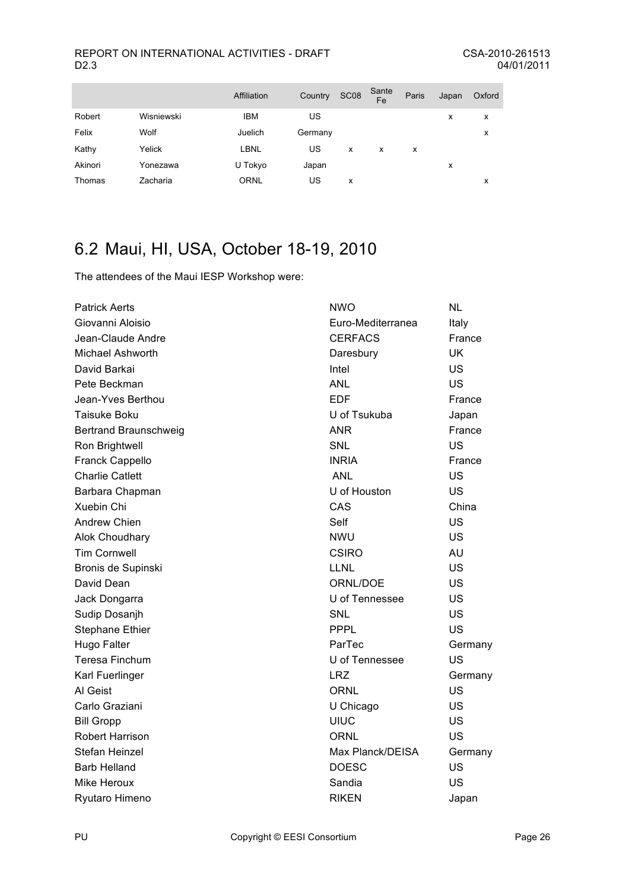| | | Affiliation | Country | SC08 | Sante Fe | Paris | Japan | Oxford |
|---|---|---|---|---|---|---|---|---|
| Robert | Wisniewski | IBM | US | | | | x | x |
| Felix | Wolf | Juelich | Germany | | | | | x |
| Kathy | Yelick | LBNL | US | x | x | x | | |
| Akinori | Yonezawa | U Tokyo | Japan | | | | x | |
| Thomas | Zacharia | ORNL | US | x | | | | x |

## 6.2 Maui, HI, USA, October 18-19, 2010

The attendees of the Maui IESP Workshop were:

| | | |
|---|---|---|
| Patrick Aerts | NWO | NL |
| Giovanni Aloisio | Euro-Mediterranea | Italy |
| Jean-Claude Andre | CERFACS | France |
| Michael Ashworth | Daresbury | UK |
| David Barkai | Intel | US |
| Pete Beckman | ANL | US |
| Jean-Yves Berthou | EDF | France |
| Taisuke Boku | U of Tsukuba | Japan |
| Bertrand Braunschweig | ANR | France |
| Ron Brightwell | SNL | US |
| Franck Cappello | INRIA | France |
| Charlie Catlett | ANL | US |
| Barbara Chapman | U of Houston | US |
| Xuebin Chi | CAS | China |
| Andrew Chien | Self | US |
| Alok Choudhary | NWU | US |
| Tim Cornwell | CSIRO | AU |
| Bronis de Supinski | LLNL | US |
| David Dean | ORNL/DOE | US |
| Jack Dongarra | U of Tennessee | US |
| Sudip Dosanjh | SNL | US |
| Stephane Ethier | PPPL | US |
| Hugo Falter | ParTec | Germany |
| Teresa Finchum | U of Tennessee | US |
| Karl Fuerlinger | LRZ | Germany |
| Al Geist | ORNL | US |
| Carlo Graziani | U Chicago | US |
| Bill Gropp | UIUC | US |
| Robert Harrison | ORNL | US |
| Stefan Heinzel | Max Planck/DEISA | Germany |
| Barb Helland | DOESC | US |
| Mike Heroux | Sandia | US |
| Ryutaro Himeno | RIKEN | Japan |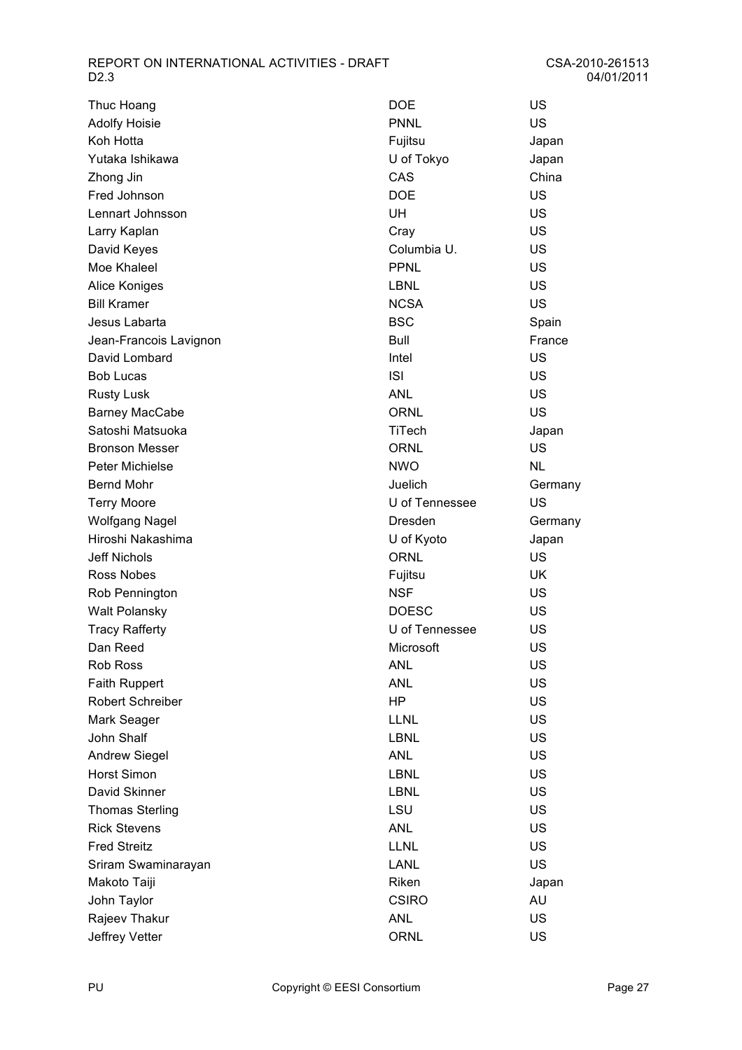| | | |
|---|---|---|
| Thuc Hoang | DOE | US |
| Adolfy Hoisie | PNNL | US |
| Koh Hotta | Fujitsu | Japan |
| Yutaka Ishikawa | U of Tokyo | Japan |
| Zhong Jin | CAS | China |
| Fred Johnson | DOE | US |
| Lennart Johnsson | UH | US |
| Larry Kaplan | Cray | US |
| David Keyes | Columbia U. | US |
| Moe Khaleel | PPNL | US |
| Alice Koniges | LBNL | US |
| Bill Kramer | NCSA | US |
| Jesus Labarta | BSC | Spain |
| Jean-Francois Lavignon | Bull | France |
| David Lombard | Intel | US |
| Bob Lucas | ISI | US |
| Rusty Lusk | ANL | US |
| Barney MacCabe | ORNL | US |
| Satoshi Matsuoka | TiTech | Japan |
| Bronson Messer | ORNL | US |
| Peter Michielse | NWO | NL |
| Bernd Mohr | Juelich | Germany |
| Terry Moore | U of Tennessee | US |
| Wolfgang Nagel | Dresden | Germany |
| Hiroshi Nakashima | U of Kyoto | Japan |
| Jeff Nichols | ORNL | US |
| Ross Nobes | Fujitsu | UK |
| Rob Pennington | NSF | US |
| Walt Polansky | DOESC | US |
| Tracy Rafferty | U of Tennessee | US |
| Dan Reed | Microsoft | US |
| Rob Ross | ANL | US |
| Faith Ruppert | ANL | US |
| Robert Schreiber | HP | US |
| Mark Seager | LLNL | US |
| John Shalf | LBNL | US |
| Andrew Siegel | ANL | US |
| Horst Simon | LBNL | US |
| David Skinner | LBNL | US |
| Thomas Sterling | LSU | US |
| Rick Stevens | ANL | US |
| Fred Streitz | LLNL | US |
| Sriram Swaminarayan | LANL | US |
| Makoto Taiji | Riken | Japan |
| John Taylor | CSIRO | AU |
| Rajeev Thakur | ANL | US |
| Jeffrey Vetter | ORNL | US |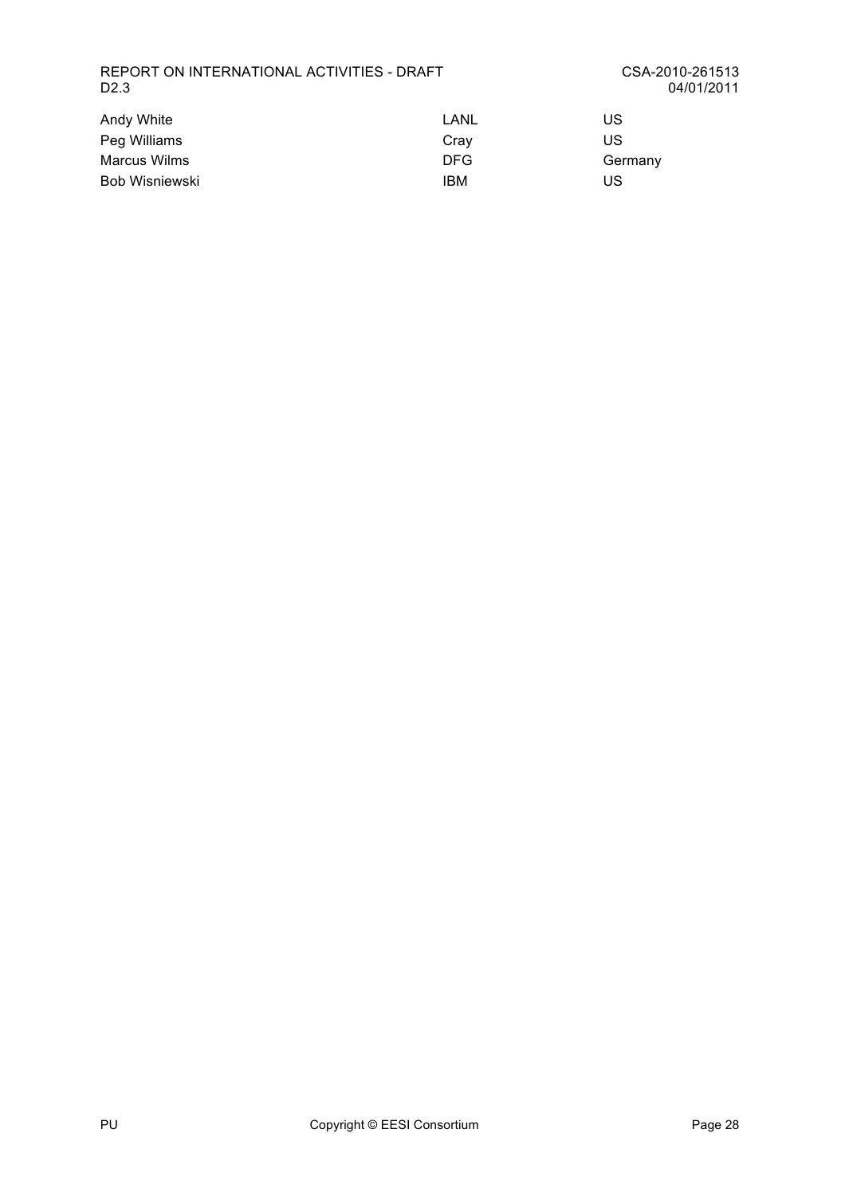| | | |
|---|---|---|
| Andy White | LANL | US |
| Peg Williams | Cray | US |
| Marcus Wilms | DFG | Germany |
| Bob Wisniewski | IBM | US |